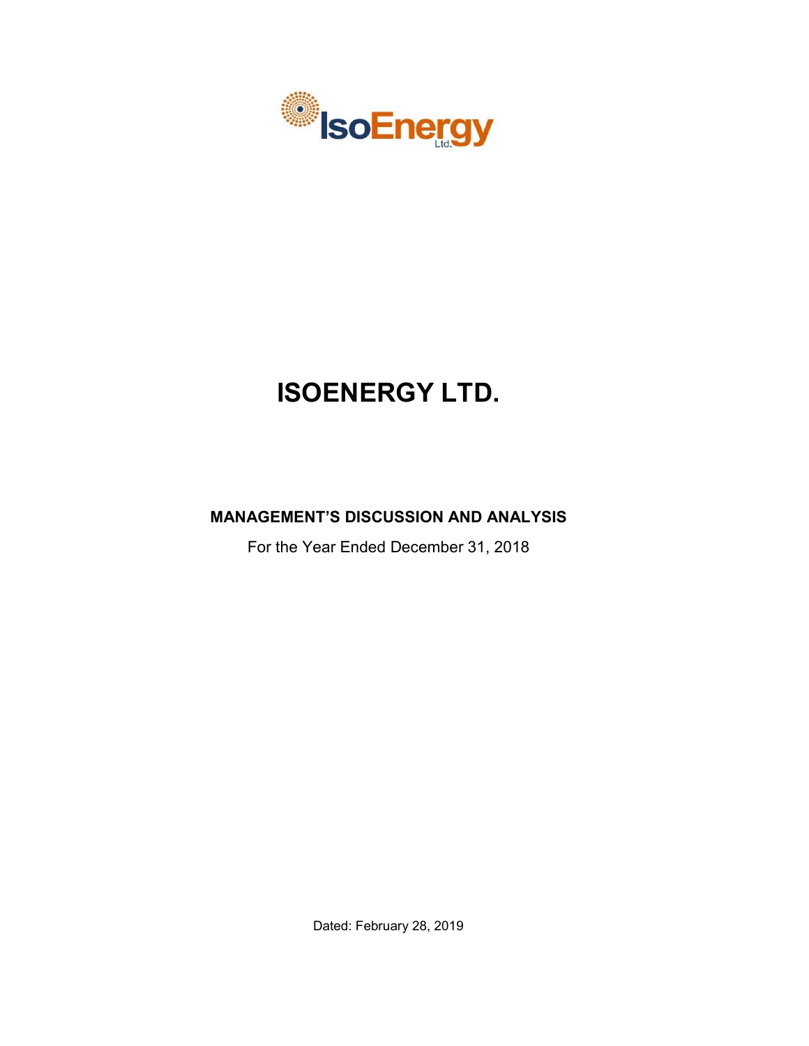# ISOENERGY LTD.

## MANAGEMENT'S DISCUSSION AND ANALYSIS

For the Year Ended December 31, 2018

Dated: February 28, 2019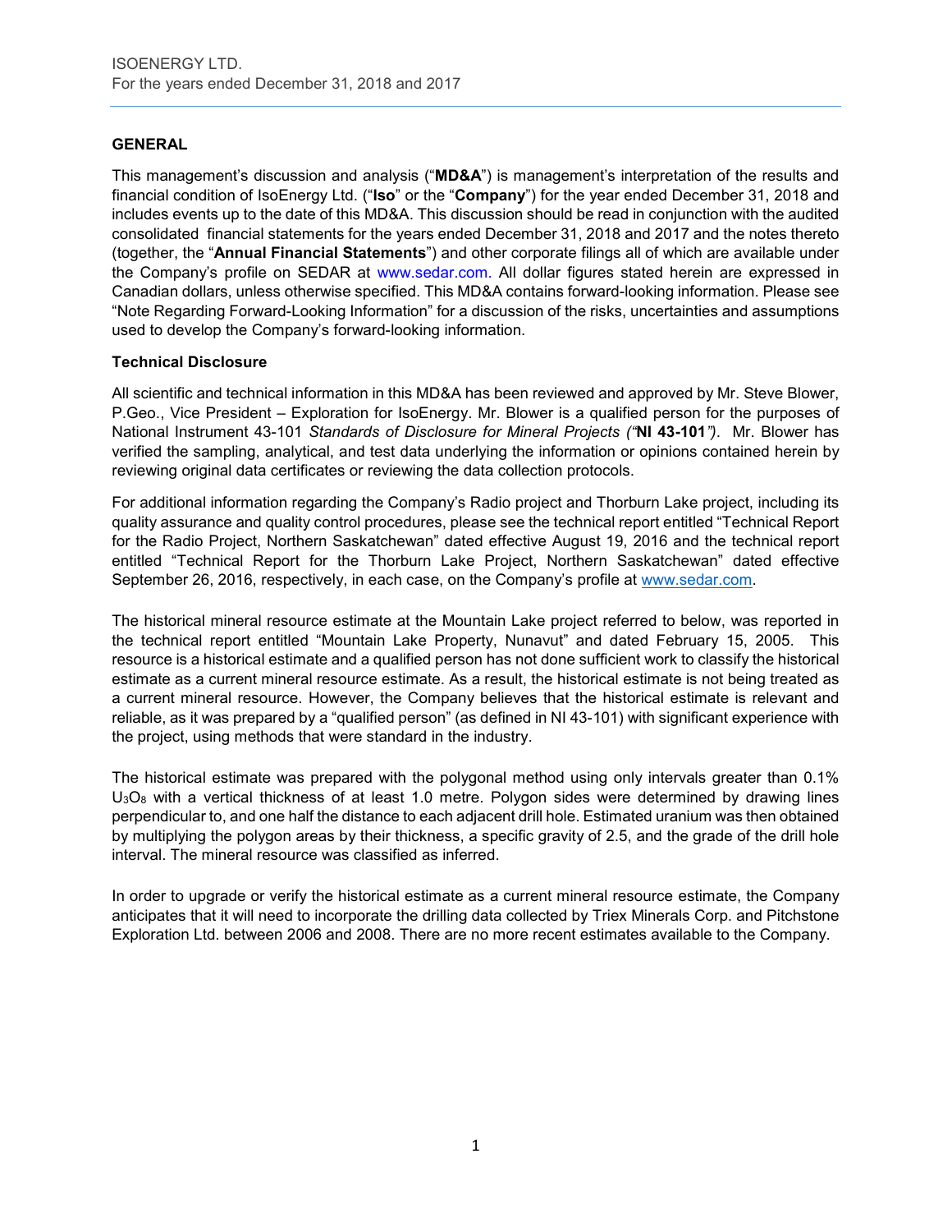## GENERAL

This management's discussion and analysis ("**MD&A**") is management's interpretation of the results and financial condition of IsoEnergy Ltd. ("**Iso**" or the "**Company**") for the year ended December 31, 2018 and includes events up to the date of this MD&A. This discussion should be read in conjunction with the audited consolidated financial statements for the years ended December 31, 2018 and 2017 and the notes thereto (together, the "**Annual Financial Statements**") and other corporate filings all of which are available under the Company's profile on SEDAR at www.sedar.com. All dollar figures stated herein are expressed in Canadian dollars, unless otherwise specified. This MD&A contains forward-looking information. Please see "Note Regarding Forward-Looking Information" for a discussion of the risks, uncertainties and assumptions used to develop the Company's forward-looking information.

### Technical Disclosure

All scientific and technical information in this MD&A has been reviewed and approved by Mr. Steve Blower, P.Geo., Vice President – Exploration for IsoEnergy. Mr. Blower is a qualified person for the purposes of National Instrument 43-101 *Standards of Disclosure for Mineral Projects ("***NI 43-101***")*. Mr. Blower has verified the sampling, analytical, and test data underlying the information or opinions contained herein by reviewing original data certificates or reviewing the data collection protocols.

For additional information regarding the Company's Radio project and Thorburn Lake project, including its quality assurance and quality control procedures, please see the technical report entitled "Technical Report for the Radio Project, Northern Saskatchewan" dated effective August 19, 2016 and the technical report entitled "Technical Report for the Thorburn Lake Project, Northern Saskatchewan" dated effective September 26, 2016, respectively, in each case, on the Company's profile at www.sedar.com.

The historical mineral resource estimate at the Mountain Lake project referred to below, was reported in the technical report entitled "Mountain Lake Property, Nunavut" and dated February 15, 2005. This resource is a historical estimate and a qualified person has not done sufficient work to classify the historical estimate as a current mineral resource estimate. As a result, the historical estimate is not being treated as a current mineral resource. However, the Company believes that the historical estimate is relevant and reliable, as it was prepared by a "qualified person" (as defined in NI 43-101) with significant experience with the project, using methods that were standard in the industry.

The historical estimate was prepared with the polygonal method using only intervals greater than 0.1% $U_3O_8$ with a vertical thickness of at least 1.0 metre. Polygon sides were determined by drawing lines perpendicular to, and one half the distance to each adjacent drill hole. Estimated uranium was then obtained by multiplying the polygon areas by their thickness, a specific gravity of 2.5, and the grade of the drill hole interval. The mineral resource was classified as inferred.

In order to upgrade or verify the historical estimate as a current mineral resource estimate, the Company anticipates that it will need to incorporate the drilling data collected by Triex Minerals Corp. and Pitchstone Exploration Ltd. between 2006 and 2008. There are no more recent estimates available to the Company.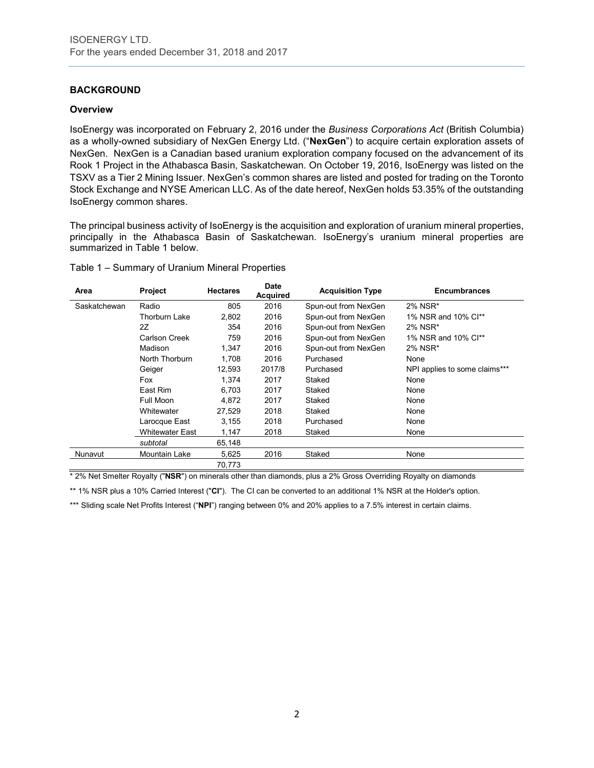## BACKGROUND

### Overview

IsoEnergy was incorporated on February 2, 2016 under the *Business Corporations Act* (British Columbia) as a wholly-owned subsidiary of NexGen Energy Ltd. ("**NexGen**") to acquire certain exploration assets of NexGen. NexGen is a Canadian based uranium exploration company focused on the advancement of its Rook 1 Project in the Athabasca Basin, Saskatchewan. On October 19, 2016, IsoEnergy was listed on the TSXV as a Tier 2 Mining Issuer. NexGen's common shares are listed and posted for trading on the Toronto Stock Exchange and NYSE American LLC. As of the date hereof, NexGen holds 53.35% of the outstanding IsoEnergy common shares.

The principal business activity of IsoEnergy is the acquisition and exploration of uranium mineral properties, principally in the Athabasca Basin of Saskatchewan. IsoEnergy's uranium mineral properties are summarized in Table 1 below.

Table 1 – Summary of Uranium Mineral Properties

| Area | Project | Hectares | Date Acquired | Acquisition Type | Encumbrances |
|---|---|---|---|---|---|
| Saskatchewan | Radio | 805 | 2016 | Spun-out from NexGen | 2% NSR* |
| | Thorburn Lake | 2,802 | 2016 | Spun-out from NexGen | 1% NSR and 10% CI** |
| | 2Z | 354 | 2016 | Spun-out from NexGen | 2% NSR* |
| | Carlson Creek | 759 | 2016 | Spun-out from NexGen | 1% NSR and 10% CI** |
| | Madison | 1,347 | 2016 | Spun-out from NexGen | 2% NSR* |
| | North Thorburn | 1,708 | 2016 | Purchased | None |
| | Geiger | 12,593 | 2017/8 | Purchased | NPI applies to some claims*** |
| | Fox | 1,374 | 2017 | Staked | None |
| | East Rim | 6,703 | 2017 | Staked | None |
| | Full Moon | 4,872 | 2017 | Staked | None |
| | Whitewater | 27,529 | 2018 | Staked | None |
| | Larocque East | 3,155 | 2018 | Purchased | None |
| | Whitewater East | 1,147 | 2018 | Staked | None |
| | *subtotal* | 65,148 | | | |
| Nunavut | Mountain Lake | 5,625 | 2016 | Staked | None |
| | | 70,773 | | | |

\* 2% Net Smelter Royalty ("**NSR**") on minerals other than diamonds, plus a 2% Gross Overriding Royalty on diamonds

** 1% NSR plus a 10% Carried Interest ("**CI**"). The CI can be converted to an additional 1% NSR at the Holder's option.

*** Sliding scale Net Profits Interest ("**NPI**") ranging between 0% and 20% applies to a 7.5% interest in certain claims.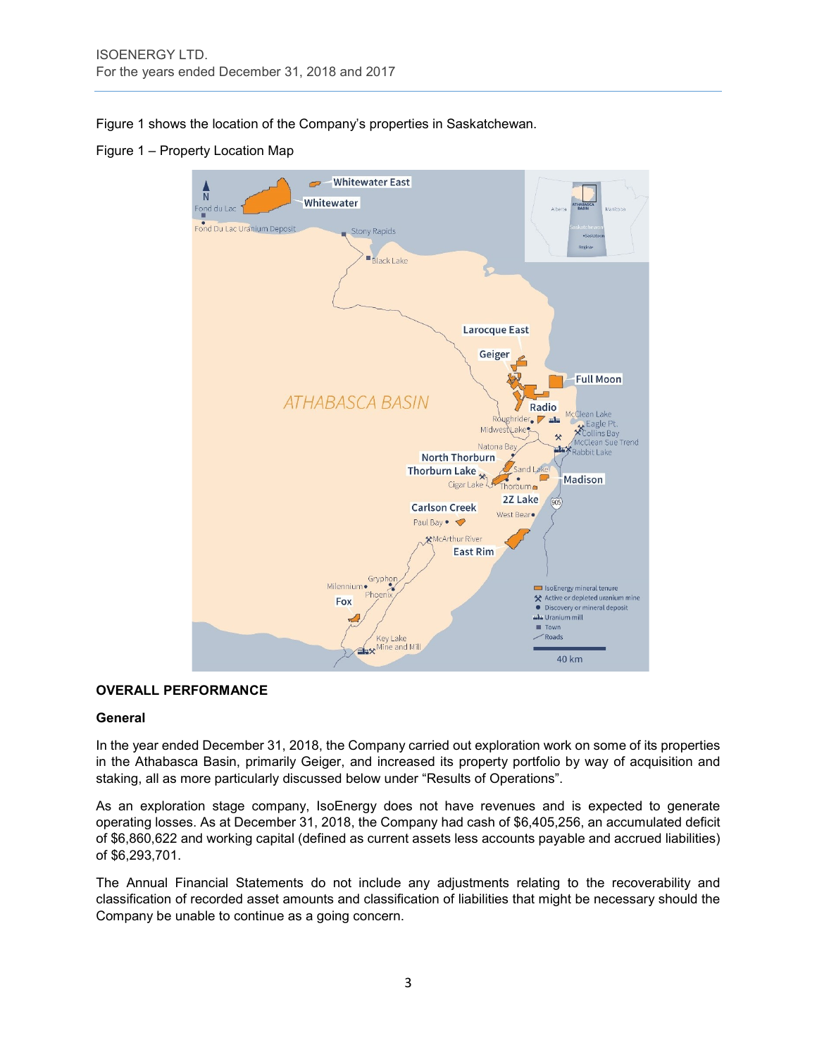Figure 1 shows the location of the Company's properties in Saskatchewan.

Figure 1 – Property Location Map

## OVERALL PERFORMANCE

### General

In the year ended December 31, 2018, the Company carried out exploration work on some of its properties in the Athabasca Basin, primarily Geiger, and increased its property portfolio by way of acquisition and staking, all as more particularly discussed below under "Results of Operations".

As an exploration stage company, IsoEnergy does not have revenues and is expected to generate operating losses. As at December 31, 2018, the Company had cash of $6,405,256, an accumulated deficit of $6,860,622 and working capital (defined as current assets less accounts payable and accrued liabilities) of $6,293,701.

The Annual Financial Statements do not include any adjustments relating to the recoverability and classification of recorded asset amounts and classification of liabilities that might be necessary should the Company be unable to continue as a going concern.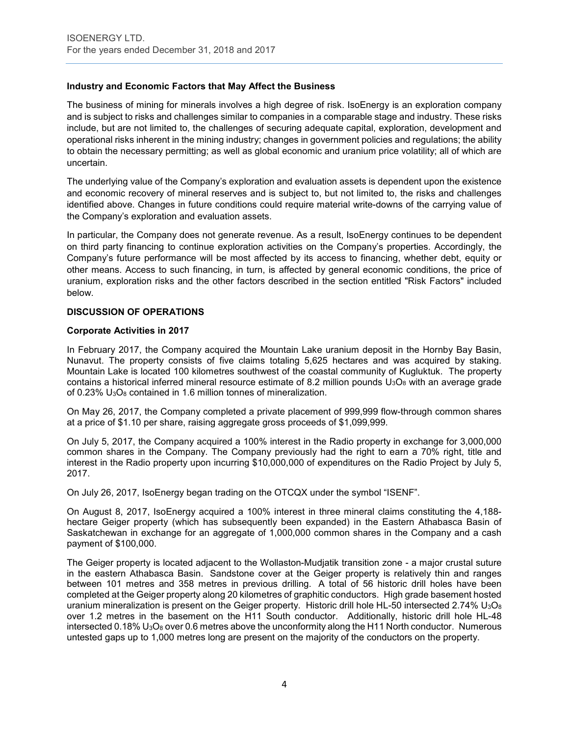## Industry and Economic Factors that May Affect the Business

The business of mining for minerals involves a high degree of risk. IsoEnergy is an exploration company and is subject to risks and challenges similar to companies in a comparable stage and industry. These risks include, but are not limited to, the challenges of securing adequate capital, exploration, development and operational risks inherent in the mining industry; changes in government policies and regulations; the ability to obtain the necessary permitting; as well as global economic and uranium price volatility; all of which are uncertain.

The underlying value of the Company's exploration and evaluation assets is dependent upon the existence and economic recovery of mineral reserves and is subject to, but not limited to, the risks and challenges identified above. Changes in future conditions could require material write-downs of the carrying value of the Company's exploration and evaluation assets.

In particular, the Company does not generate revenue. As a result, IsoEnergy continues to be dependent on third party financing to continue exploration activities on the Company's properties. Accordingly, the Company's future performance will be most affected by its access to financing, whether debt, equity or other means. Access to such financing, in turn, is affected by general economic conditions, the price of uranium, exploration risks and the other factors described in the section entitled "Risk Factors" included below.

## DISCUSSION OF OPERATIONS

### Corporate Activities in 2017

In February 2017, the Company acquired the Mountain Lake uranium deposit in the Hornby Bay Basin, Nunavut. The property consists of five claims totaling 5,625 hectares and was acquired by staking. Mountain Lake is located 100 kilometres southwest of the coastal community of Kugluktuk. The property contains a historical inferred mineral resource estimate of 8.2 million pounds $U_3O_8$ with an average grade of 0.23% $U_3O_8$ contained in 1.6 million tonnes of mineralization.

On May 26, 2017, the Company completed a private placement of 999,999 flow-through common shares at a price of $1.10 per share, raising aggregate gross proceeds of $1,099,999.

On July 5, 2017, the Company acquired a 100% interest in the Radio property in exchange for 3,000,000 common shares in the Company. The Company previously had the right to earn a 70% right, title and interest in the Radio property upon incurring $10,000,000 of expenditures on the Radio Project by July 5, 2017.

On July 26, 2017, IsoEnergy began trading on the OTCQX under the symbol "ISENF".

On August 8, 2017, IsoEnergy acquired a 100% interest in three mineral claims constituting the 4,188-hectare Geiger property (which has subsequently been expanded) in the Eastern Athabasca Basin of Saskatchewan in exchange for an aggregate of 1,000,000 common shares in the Company and a cash payment of $100,000.

The Geiger property is located adjacent to the Wollaston-Mudjatik transition zone - a major crustal suture in the eastern Athabasca Basin. Sandstone cover at the Geiger property is relatively thin and ranges between 101 metres and 358 metres in previous drilling. A total of 56 historic drill holes have been completed at the Geiger property along 20 kilometres of graphitic conductors. High grade basement hosted uranium mineralization is present on the Geiger property. Historic drill hole HL-50 intersected 2.74% $U_3O_8$ over 1.2 metres in the basement on the H11 South conductor. Additionally, historic drill hole HL-48 intersected 0.18% $U_3O_8$ over 0.6 metres above the unconformity along the H11 North conductor. Numerous untested gaps up to 1,000 metres long are present on the majority of the conductors on the property.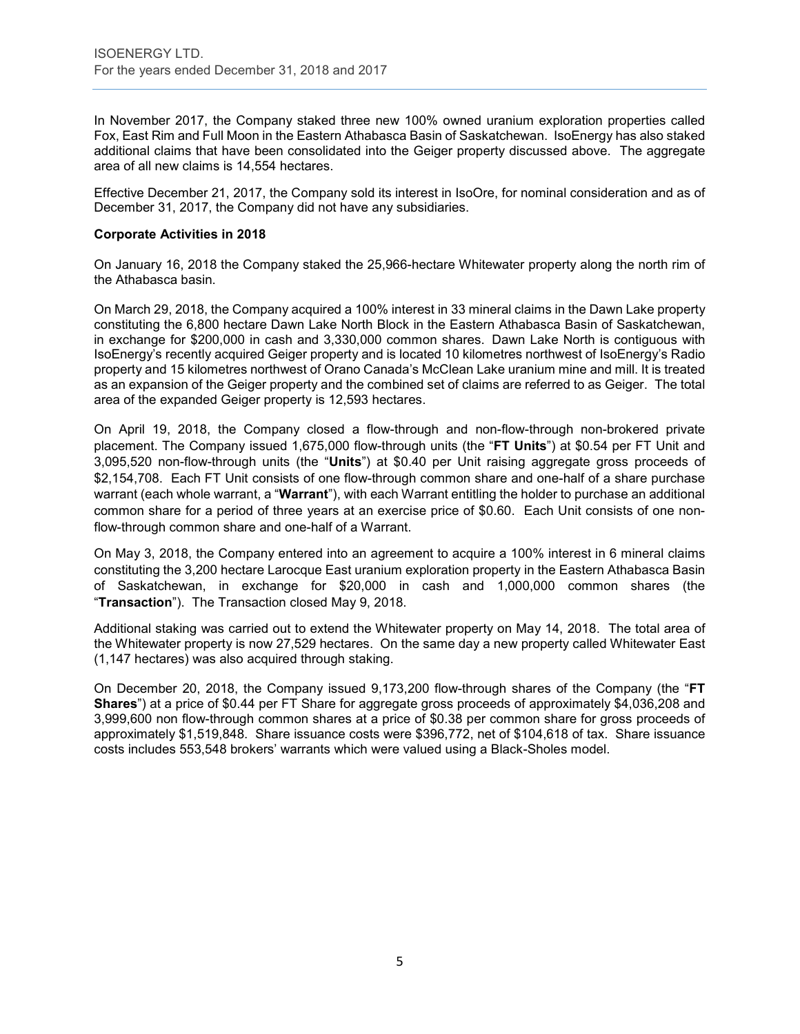In November 2017, the Company staked three new 100% owned uranium exploration properties called Fox, East Rim and Full Moon in the Eastern Athabasca Basin of Saskatchewan. IsoEnergy has also staked additional claims that have been consolidated into the Geiger property discussed above. The aggregate area of all new claims is 14,554 hectares.

Effective December 21, 2017, the Company sold its interest in IsoOre, for nominal consideration and as of December 31, 2017, the Company did not have any subsidiaries.

**Corporate Activities in 2018**

On January 16, 2018 the Company staked the 25,966-hectare Whitewater property along the north rim of the Athabasca basin.

On March 29, 2018, the Company acquired a 100% interest in 33 mineral claims in the Dawn Lake property constituting the 6,800 hectare Dawn Lake North Block in the Eastern Athabasca Basin of Saskatchewan, in exchange for $200,000 in cash and 3,330,000 common shares. Dawn Lake North is contiguous with IsoEnergy's recently acquired Geiger property and is located 10 kilometres northwest of IsoEnergy's Radio property and 15 kilometres northwest of Orano Canada's McClean Lake uranium mine and mill. It is treated as an expansion of the Geiger property and the combined set of claims are referred to as Geiger. The total area of the expanded Geiger property is 12,593 hectares.

On April 19, 2018, the Company closed a flow-through and non-flow-through non-brokered private placement. The Company issued 1,675,000 flow-through units (the "**FT Units**") at $0.54 per FT Unit and 3,095,520 non-flow-through units (the "**Units**") at $0.40 per Unit raising aggregate gross proceeds of $2,154,708. Each FT Unit consists of one flow-through common share and one-half of a share purchase warrant (each whole warrant, a "**Warrant**"), with each Warrant entitling the holder to purchase an additional common share for a period of three years at an exercise price of $0.60. Each Unit consists of one non-flow-through common share and one-half of a Warrant.

On May 3, 2018, the Company entered into an agreement to acquire a 100% interest in 6 mineral claims constituting the 3,200 hectare Larocque East uranium exploration property in the Eastern Athabasca Basin of Saskatchewan, in exchange for $20,000 in cash and 1,000,000 common shares (the "**Transaction**"). The Transaction closed May 9, 2018.

Additional staking was carried out to extend the Whitewater property on May 14, 2018. The total area of the Whitewater property is now 27,529 hectares. On the same day a new property called Whitewater East (1,147 hectares) was also acquired through staking.

On December 20, 2018, the Company issued 9,173,200 flow-through shares of the Company (the "**FT Shares**") at a price of $0.44 per FT Share for aggregate gross proceeds of approximately $4,036,208 and 3,999,600 non flow-through common shares at a price of $0.38 per common share for gross proceeds of approximately $1,519,848. Share issuance costs were $396,772, net of $104,618 of tax. Share issuance costs includes 553,548 brokers' warrants which were valued using a Black-Sholes model.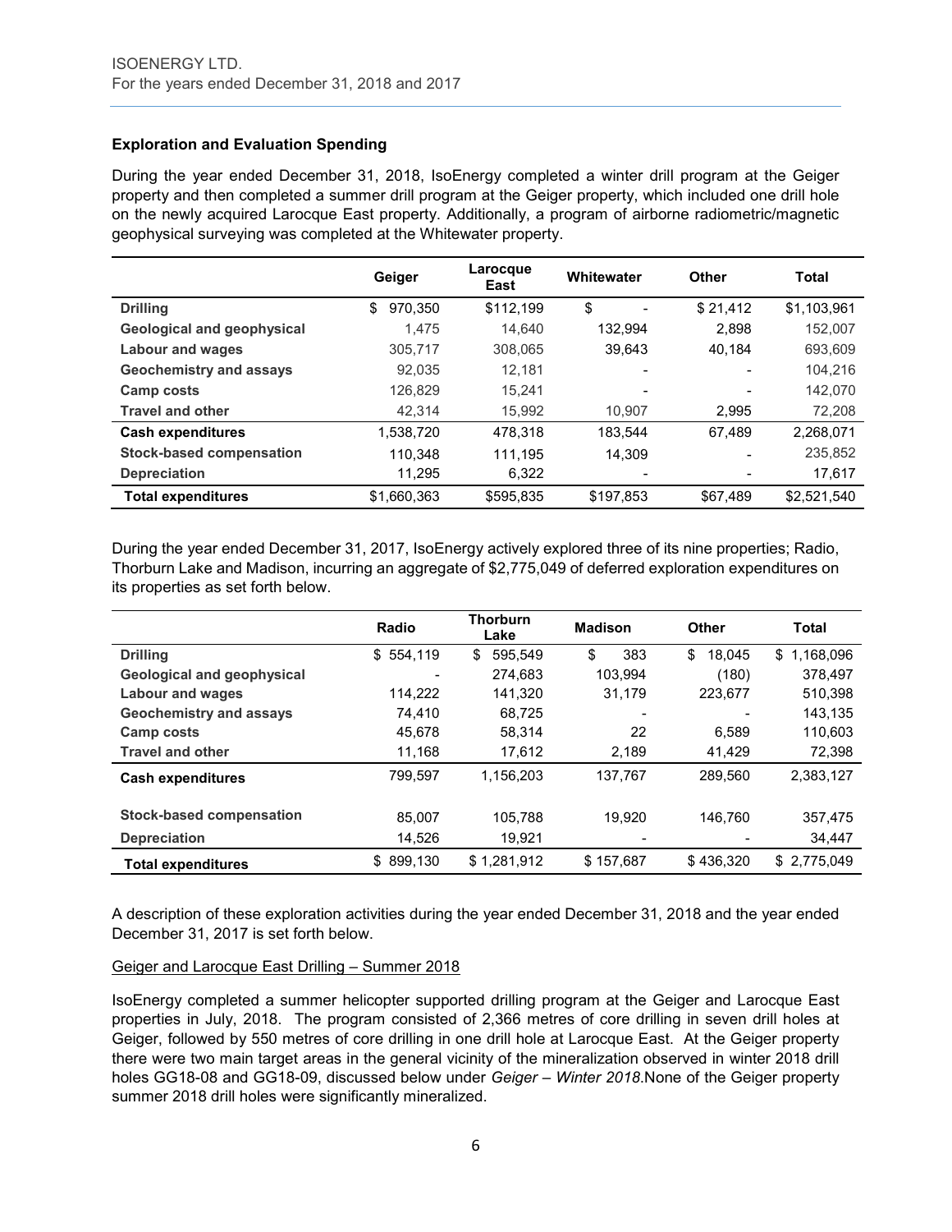### Exploration and Evaluation Spending

During the year ended December 31, 2018, IsoEnergy completed a winter drill program at the Geiger property and then completed a summer drill program at the Geiger property, which included one drill hole on the newly acquired Larocque East property. Additionally, a program of airborne radiometric/magnetic geophysical surveying was completed at the Whitewater property.

| | Geiger | Larocque East | Whitewater | Other | Total |
|---|---|---|---|---|---|
| **Drilling** | $ 970,350 | $112,199 | $ - | $ 21,412 | $1,103,961 |
| **Geological and geophysical** | 1,475 | 14,640 | 132,994 | 2,898 | 152,007 |
| **Labour and wages** | 305,717 | 308,065 | 39,643 | 40,184 | 693,609 |
| **Geochemistry and assays** | 92,035 | 12,181 | - | - | 104,216 |
| **Camp costs** | 126,829 | 15,241 | - | - | 142,070 |
| **Travel and other** | 42,314 | 15,992 | 10,907 | 2,995 | 72,208 |
| **Cash expenditures** | 1,538,720 | 478,318 | 183,544 | 67,489 | 2,268,071 |
| **Stock-based compensation** | 110,348 | 111,195 | 14,309 | - | 235,852 |
| **Depreciation** | 11,295 | 6,322 | - | - | 17,617 |
| **Total expenditures** | $1,660,363 | $595,835 | $197,853 | $67,489 | $2,521,540 |

During the year ended December 31, 2017, IsoEnergy actively explored three of its nine properties; Radio, Thorburn Lake and Madison, incurring an aggregate of $2,775,049 of deferred exploration expenditures on its properties as set forth below.

| | Radio | Thorburn Lake | Madison | Other | Total |
|---|---|---|---|---|---|
| **Drilling** | $ 554,119 | $ 595,549 | $ 383 | $ 18,045 | $ 1,168,096 |
| **Geological and geophysical** | - | 274,683 | 103,994 | (180) | 378,497 |
| **Labour and wages** | 114,222 | 141,320 | 31,179 | 223,677 | 510,398 |
| **Geochemistry and assays** | 74,410 | 68,725 | - | - | 143,135 |
| **Camp costs** | 45,678 | 58,314 | 22 | 6,589 | 110,603 |
| **Travel and other** | 11,168 | 17,612 | 2,189 | 41,429 | 72,398 |
| **Cash expenditures** | 799,597 | 1,156,203 | 137,767 | 289,560 | 2,383,127 |
| **Stock-based compensation** | 85,007 | 105,788 | 19,920 | 146,760 | 357,475 |
| **Depreciation** | 14,526 | 19,921 | - | - | 34,447 |
| **Total expenditures** | $ 899,130 | $ 1,281,912 | $ 157,687 | $ 436,320 | $ 2,775,049 |

A description of these exploration activities during the year ended December 31, 2018 and the year ended December 31, 2017 is set forth below.

Geiger and Larocque East Drilling – Summer 2018

IsoEnergy completed a summer helicopter supported drilling program at the Geiger and Larocque East properties in July, 2018. The program consisted of 2,366 metres of core drilling in seven drill holes at Geiger, followed by 550 metres of core drilling in one drill hole at Larocque East. At the Geiger property there were two main target areas in the general vicinity of the mineralization observed in winter 2018 drill holes GG18-08 and GG18-09, discussed below under *Geiger – Winter 2018*.None of the Geiger property summer 2018 drill holes were significantly mineralized.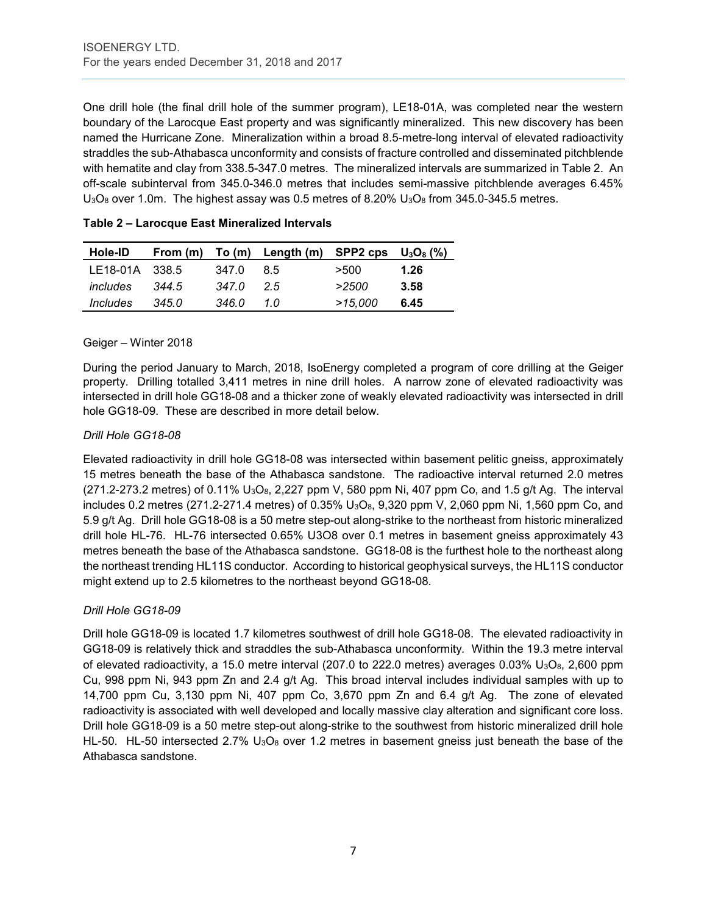One drill hole (the final drill hole of the summer program), LE18-01A, was completed near the western boundary of the Larocque East property and was significantly mineralized. This new discovery has been named the Hurricane Zone. Mineralization within a broad 8.5-metre-long interval of elevated radioactivity straddles the sub-Athabasca unconformity and consists of fracture controlled and disseminated pitchblende with hematite and clay from 338.5-347.0 metres. The mineralized intervals are summarized in Table 2. An off-scale subinterval from 345.0-346.0 metres that includes semi-massive pitchblende averages 6.45% $U_3O_8$ over 1.0m. The highest assay was 0.5 metres of 8.20% $U_3O_8$ from 345.0-345.5 metres.

**Table 2 – Larocque East Mineralized Intervals**

| Hole-ID | From (m) | To (m) | Length (m) | SPP2 cps | $U_3O_8$ (%) |
|---|---|---|---|---|---|
| LE18-01A | 338.5 | 347.0 | 8.5 | >500 | **1.26** |
| *includes* | *344.5* | *347.0* | *2.5* | *>2500* | **3.58** |
| *Includes* | *345.0* | *346.0* | *1.0* | *>15,000* | **6.45** |

Geiger – Winter 2018

During the period January to March, 2018, IsoEnergy completed a program of core drilling at the Geiger property. Drilling totalled 3,411 metres in nine drill holes. A narrow zone of elevated radioactivity was intersected in drill hole GG18-08 and a thicker zone of weakly elevated radioactivity was intersected in drill hole GG18-09. These are described in more detail below.

*Drill Hole GG18-08*

Elevated radioactivity in drill hole GG18-08 was intersected within basement pelitic gneiss, approximately 15 metres beneath the base of the Athabasca sandstone. The radioactive interval returned 2.0 metres (271.2-273.2 metres) of 0.11% $U_3O_8$, 2,227 ppm V, 580 ppm Ni, 407 ppm Co, and 1.5 g/t Ag. The interval includes 0.2 metres (271.2-271.4 metres) of 0.35% $U_3O_8$, 9,320 ppm V, 2,060 ppm Ni, 1,560 ppm Co, and 5.9 g/t Ag. Drill hole GG18-08 is a 50 metre step-out along-strike to the northeast from historic mineralized drill hole HL-76. HL-76 intersected 0.65% U3O8 over 0.1 metres in basement gneiss approximately 43 metres beneath the base of the Athabasca sandstone. GG18-08 is the furthest hole to the northeast along the northeast trending HL11S conductor. According to historical geophysical surveys, the HL11S conductor might extend up to 2.5 kilometres to the northeast beyond GG18-08.

*Drill Hole GG18-09*

Drill hole GG18-09 is located 1.7 kilometres southwest of drill hole GG18-08. The elevated radioactivity in GG18-09 is relatively thick and straddles the sub-Athabasca unconformity. Within the 19.3 metre interval of elevated radioactivity, a 15.0 metre interval (207.0 to 222.0 metres) averages 0.03% $U_3O_8$, 2,600 ppm Cu, 998 ppm Ni, 943 ppm Zn and 2.4 g/t Ag. This broad interval includes individual samples with up to 14,700 ppm Cu, 3,130 ppm Ni, 407 ppm Co, 3,670 ppm Zn and 6.4 g/t Ag. The zone of elevated radioactivity is associated with well developed and locally massive clay alteration and significant core loss. Drill hole GG18-09 is a 50 metre step-out along-strike to the southwest from historic mineralized drill hole HL-50. HL-50 intersected 2.7% $U_3O_8$ over 1.2 metres in basement gneiss just beneath the base of the Athabasca sandstone.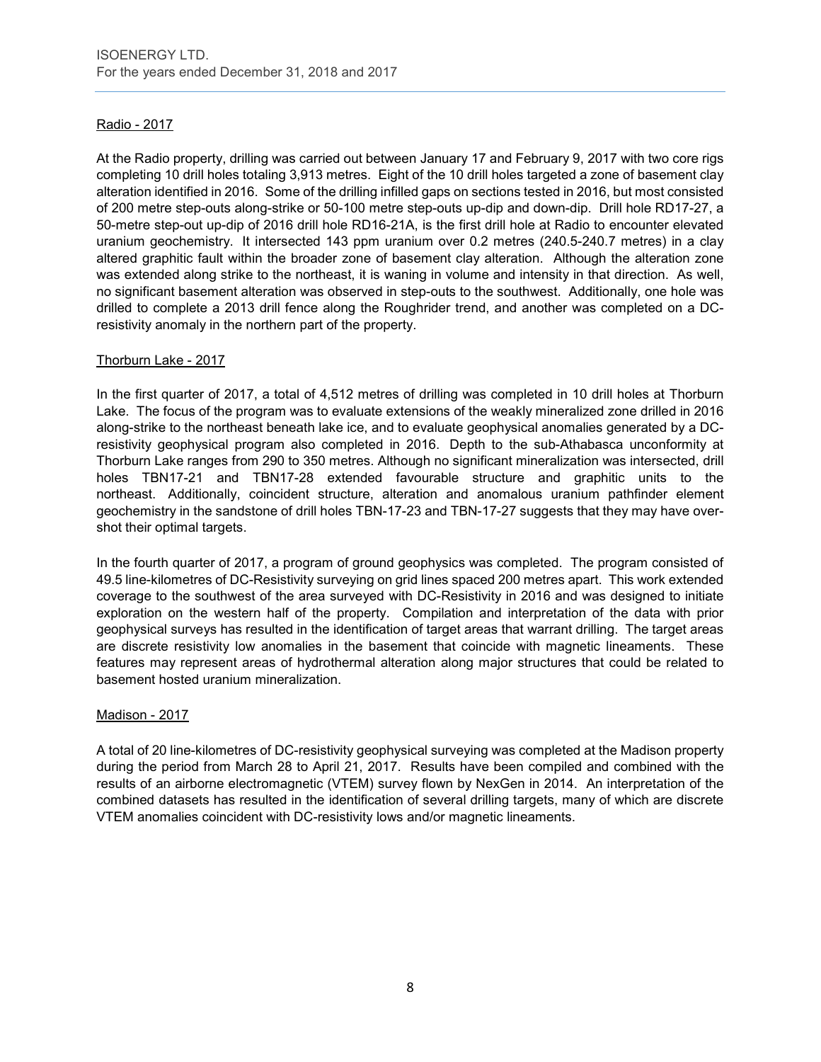Radio - 2017

At the Radio property, drilling was carried out between January 17 and February 9, 2017 with two core rigs completing 10 drill holes totaling 3,913 metres. Eight of the 10 drill holes targeted a zone of basement clay alteration identified in 2016. Some of the drilling infilled gaps on sections tested in 2016, but most consisted of 200 metre step-outs along-strike or 50-100 metre step-outs up-dip and down-dip. Drill hole RD17-27, a 50-metre step-out up-dip of 2016 drill hole RD16-21A, is the first drill hole at Radio to encounter elevated uranium geochemistry. It intersected 143 ppm uranium over 0.2 metres (240.5-240.7 metres) in a clay altered graphitic fault within the broader zone of basement clay alteration. Although the alteration zone was extended along strike to the northeast, it is waning in volume and intensity in that direction. As well, no significant basement alteration was observed in step-outs to the southwest. Additionally, one hole was drilled to complete a 2013 drill fence along the Roughrider trend, and another was completed on a DC-resistivity anomaly in the northern part of the property.

Thorburn Lake - 2017

In the first quarter of 2017, a total of 4,512 metres of drilling was completed in 10 drill holes at Thorburn Lake. The focus of the program was to evaluate extensions of the weakly mineralized zone drilled in 2016 along-strike to the northeast beneath lake ice, and to evaluate geophysical anomalies generated by a DC-resistivity geophysical program also completed in 2016. Depth to the sub-Athabasca unconformity at Thorburn Lake ranges from 290 to 350 metres. Although no significant mineralization was intersected, drill holes TBN17-21 and TBN17-28 extended favourable structure and graphitic units to the northeast. Additionally, coincident structure, alteration and anomalous uranium pathfinder element geochemistry in the sandstone of drill holes TBN-17-23 and TBN-17-27 suggests that they may have over-shot their optimal targets.

In the fourth quarter of 2017, a program of ground geophysics was completed. The program consisted of 49.5 line-kilometres of DC-Resistivity surveying on grid lines spaced 200 metres apart. This work extended coverage to the southwest of the area surveyed with DC-Resistivity in 2016 and was designed to initiate exploration on the western half of the property. Compilation and interpretation of the data with prior geophysical surveys has resulted in the identification of target areas that warrant drilling. The target areas are discrete resistivity low anomalies in the basement that coincide with magnetic lineaments. These features may represent areas of hydrothermal alteration along major structures that could be related to basement hosted uranium mineralization.

Madison - 2017

A total of 20 line-kilometres of DC-resistivity geophysical surveying was completed at the Madison property during the period from March 28 to April 21, 2017. Results have been compiled and combined with the results of an airborne electromagnetic (VTEM) survey flown by NexGen in 2014. An interpretation of the combined datasets has resulted in the identification of several drilling targets, many of which are discrete VTEM anomalies coincident with DC-resistivity lows and/or magnetic lineaments.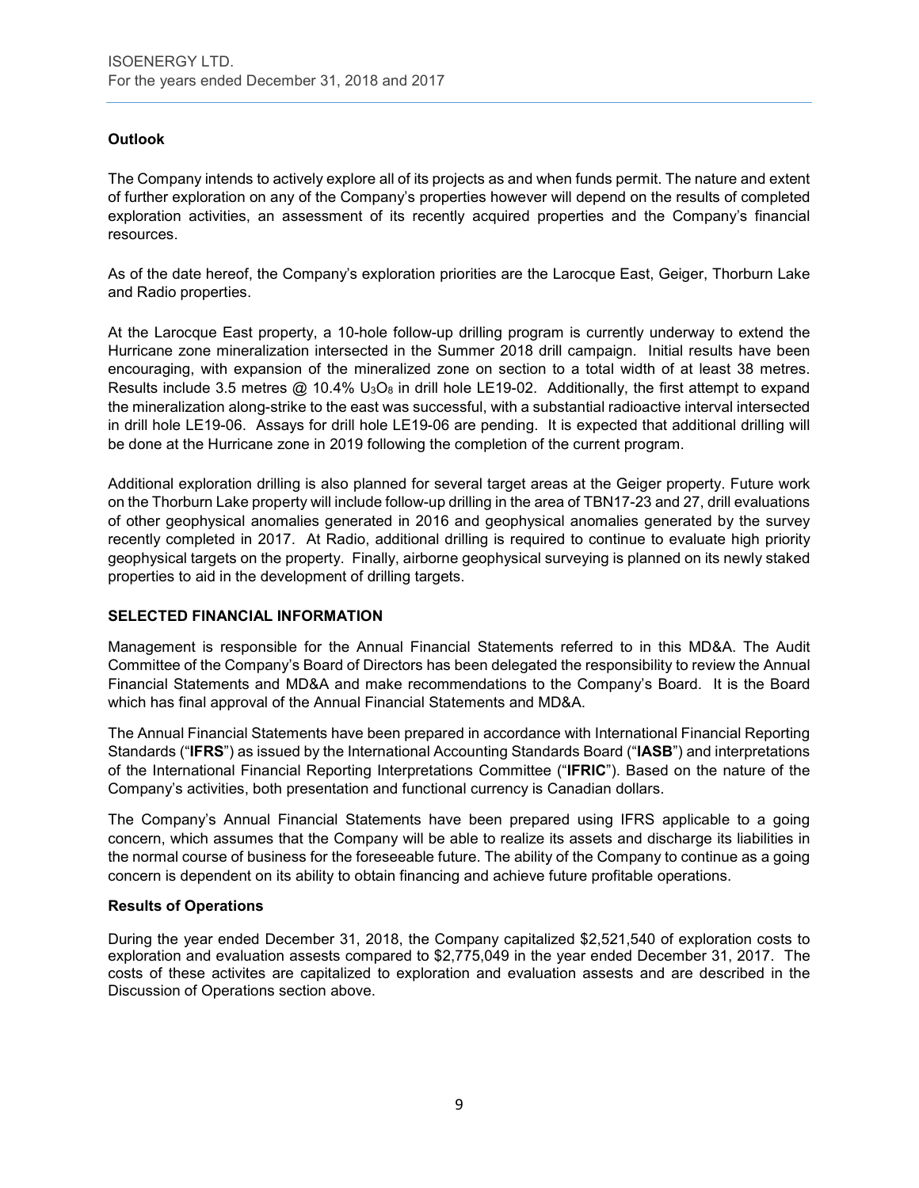### Outlook

The Company intends to actively explore all of its projects as and when funds permit. The nature and extent of further exploration on any of the Company's properties however will depend on the results of completed exploration activities, an assessment of its recently acquired properties and the Company's financial resources.

As of the date hereof, the Company's exploration priorities are the Larocque East, Geiger, Thorburn Lake and Radio properties.

At the Larocque East property, a 10-hole follow-up drilling program is currently underway to extend the Hurricane zone mineralization intersected in the Summer 2018 drill campaign. Initial results have been encouraging, with expansion of the mineralized zone on section to a total width of at least 38 metres. Results include 3.5 metres @ 10.4% $U_3O_8$ in drill hole LE19-02. Additionally, the first attempt to expand the mineralization along-strike to the east was successful, with a substantial radioactive interval intersected in drill hole LE19-06. Assays for drill hole LE19-06 are pending. It is expected that additional drilling will be done at the Hurricane zone in 2019 following the completion of the current program.

Additional exploration drilling is also planned for several target areas at the Geiger property. Future work on the Thorburn Lake property will include follow-up drilling in the area of TBN17-23 and 27, drill evaluations of other geophysical anomalies generated in 2016 and geophysical anomalies generated by the survey recently completed in 2017. At Radio, additional drilling is required to continue to evaluate high priority geophysical targets on the property. Finally, airborne geophysical surveying is planned on its newly staked properties to aid in the development of drilling targets.

## SELECTED FINANCIAL INFORMATION

Management is responsible for the Annual Financial Statements referred to in this MD&A. The Audit Committee of the Company's Board of Directors has been delegated the responsibility to review the Annual Financial Statements and MD&A and make recommendations to the Company's Board. It is the Board which has final approval of the Annual Financial Statements and MD&A.

The Annual Financial Statements have been prepared in accordance with International Financial Reporting Standards ("**IFRS**") as issued by the International Accounting Standards Board ("**IASB**") and interpretations of the International Financial Reporting Interpretations Committee ("**IFRIC**"). Based on the nature of the Company's activities, both presentation and functional currency is Canadian dollars.

The Company's Annual Financial Statements have been prepared using IFRS applicable to a going concern, which assumes that the Company will be able to realize its assets and discharge its liabilities in the normal course of business for the foreseeable future. The ability of the Company to continue as a going concern is dependent on its ability to obtain financing and achieve future profitable operations.

### Results of Operations

During the year ended December 31, 2018, the Company capitalized $2,521,540 of exploration costs to exploration and evaluation assets compared to $2,775,049 in the year ended December 31, 2017. The costs of these activites are capitalized to exploration and evaluation assests and are described in the Discussion of Operations section above.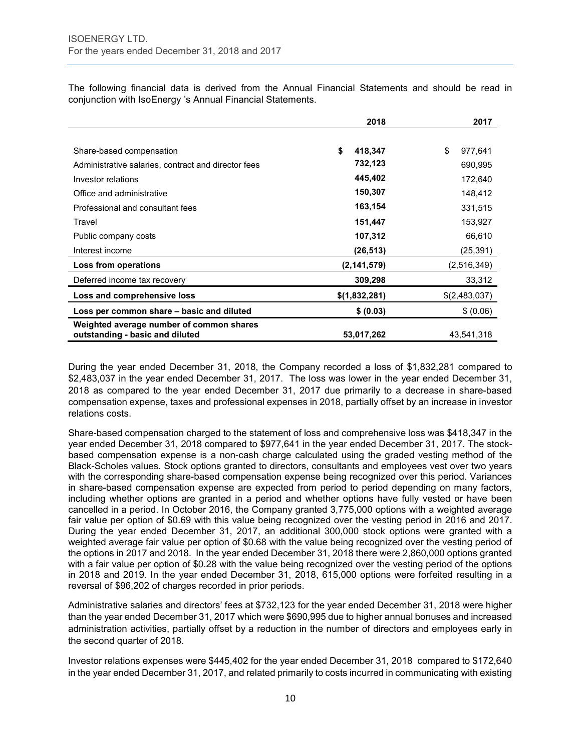The following financial data is derived from the Annual Financial Statements and should be read in conjunction with IsoEnergy 's Annual Financial Statements.

| | 2018 | 2017 |
|---|---|---|
| Share-based compensation | $ 418,347 | $ 977,641 |
| Administrative salaries, contract and director fees | 732,123 | 690,995 |
| Investor relations | 445,402 | 172,640 |
| Office and administrative | 150,307 | 148,412 |
| Professional and consultant fees | 163,154 | 331,515 |
| Travel | 151,447 | 153,927 |
| Public company costs | 107,312 | 66,610 |
| Interest income | (26,513) | (25,391) |
| **Loss from operations** | **(2,141,579)** | (2,516,349) |
| Deferred income tax recovery | 309,298 | 33,312 |
| **Loss and comprehensive loss** | **$(1,832,281)** | $(2,483,037) |
| **Loss per common share – basic and diluted** | **$ (0.03)** | $ (0.06) |
| **Weighted average number of common shares outstanding - basic and diluted** | **53,017,262** | 43,541,318 |

During the year ended December 31, 2018, the Company recorded a loss of $1,832,281 compared to $2,483,037 in the year ended December 31, 2017. The loss was lower in the year ended December 31, 2018 as compared to the year ended December 31, 2017 due primarily to a decrease in share-based compensation expense, taxes and professional expenses in 2018, partially offset by an increase in investor relations costs.

Share-based compensation charged to the statement of loss and comprehensive loss was $418,347 in the year ended December 31, 2018 compared to $977,641 in the year ended December 31, 2017. The stock-based compensation expense is a non-cash charge calculated using the graded vesting method of the Black-Scholes values. Stock options granted to directors, consultants and employees vest over two years with the corresponding share-based compensation expense being recognized over this period. Variances in share-based compensation expense are expected from period to period depending on many factors, including whether options are granted in a period and whether options have fully vested or have been cancelled in a period. In October 2016, the Company granted 3,775,000 options with a weighted average fair value per option of $0.69 with this value being recognized over the vesting period in 2016 and 2017. During the year ended December 31, 2017, an additional 300,000 stock options were granted with a weighted average fair value per option of $0.68 with the value being recognized over the vesting period of the options in 2017 and 2018. In the year ended December 31, 2018 there were 2,860,000 options granted with a fair value per option of $0.28 with the value being recognized over the vesting period of the options in 2018 and 2019. In the year ended December 31, 2018, 615,000 options were forfeited resulting in a reversal of $96,202 of charges recorded in prior periods.

Administrative salaries and directors' fees at $732,123 for the year ended December 31, 2018 were higher than the year ended December 31, 2017 which were $690,995 due to higher annual bonuses and increased administration activities, partially offset by a reduction in the number of directors and employees early in the second quarter of 2018.

Investor relations expenses were $445,402 for the year ended December 31, 2018 compared to $172,640 in the year ended December 31, 2017, and related primarily to costs incurred in communicating with existing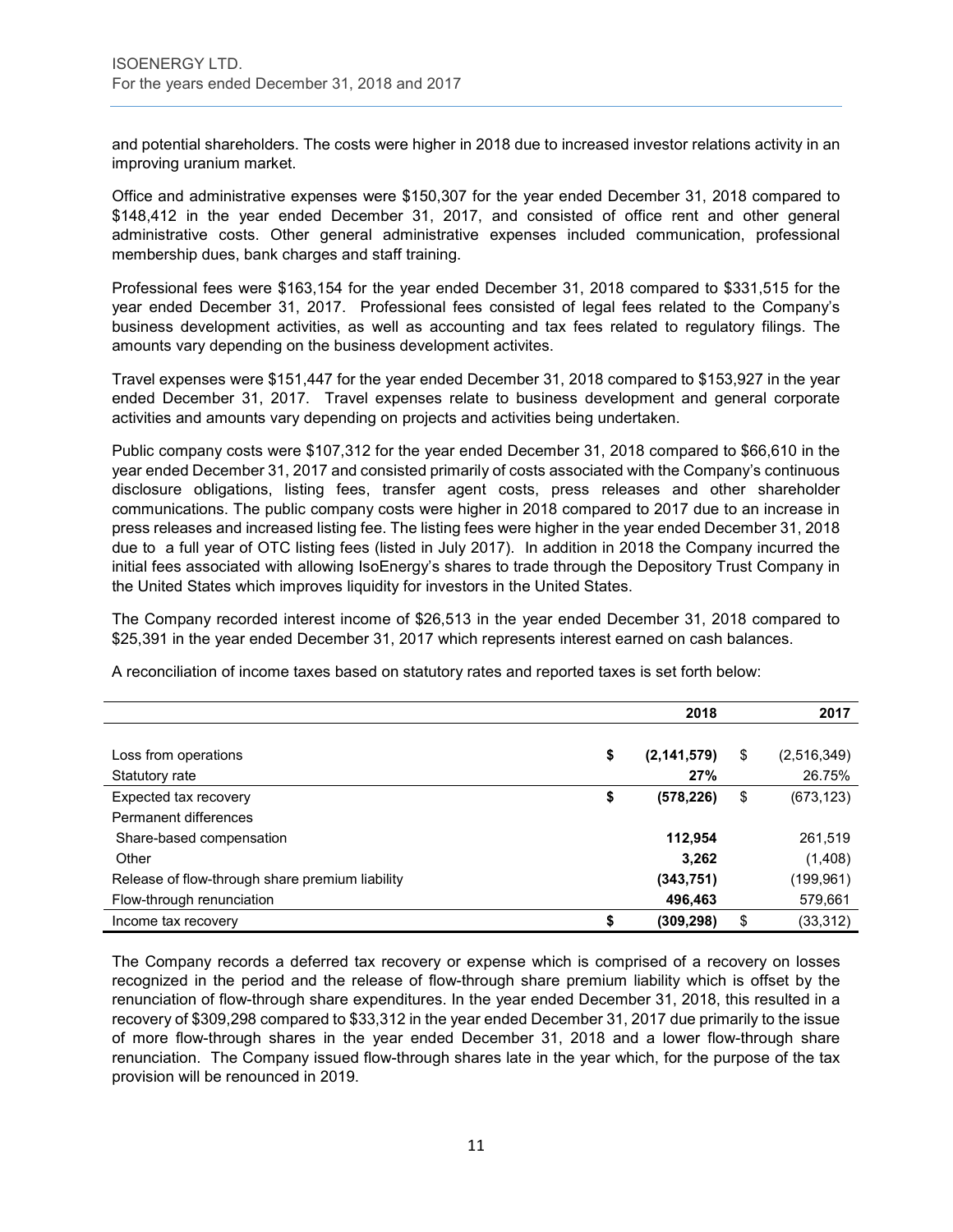and potential shareholders. The costs were higher in 2018 due to increased investor relations activity in an improving uranium market.

Office and administrative expenses were $150,307 for the year ended December 31, 2018 compared to $148,412 in the year ended December 31, 2017, and consisted of office rent and other general administrative costs. Other general administrative expenses included communication, professional membership dues, bank charges and staff training.

Professional fees were $163,154 for the year ended December 31, 2018 compared to $331,515 for the year ended December 31, 2017. Professional fees consisted of legal fees related to the Company's business development activities, as well as accounting and tax fees related to regulatory filings. The amounts vary depending on the business development activites.

Travel expenses were $151,447 for the year ended December 31, 2018 compared to $153,927 in the year ended December 31, 2017. Travel expenses relate to business development and general corporate activities and amounts vary depending on projects and activities being undertaken.

Public company costs were $107,312 for the year ended December 31, 2018 compared to $66,610 in the year ended December 31, 2017 and consisted primarily of costs associated with the Company's continuous disclosure obligations, listing fees, transfer agent costs, press releases and other shareholder communications. The public company costs were higher in 2018 compared to 2017 due to an increase in press releases and increased listing fee. The listing fees were higher in the year ended December 31, 2018 due to a full year of OTC listing fees (listed in July 2017). In addition in 2018 the Company incurred the initial fees associated with allowing IsoEnergy's shares to trade through the Depository Trust Company in the United States which improves liquidity for investors in the United States.

The Company recorded interest income of $26,513 in the year ended December 31, 2018 compared to $25,391 in the year ended December 31, 2017 which represents interest earned on cash balances.

A reconciliation of income taxes based on statutory rates and reported taxes is set forth below:

| | 2018 | 2017 |
|---|---|---|
| Loss from operations | **$ (2,141,579)** | $ (2,516,349) |
| Statutory rate | **27%** | 26.75% |
| Expected tax recovery | **$ (578,226)** | $ (673,123) |
| Permanent differences | | |
| Share-based compensation | **112,954** | 261,519 |
| Other | **3,262** | (1,408) |
| Release of flow-through share premium liability | **(343,751)** | (199,961) |
| Flow-through renunciation | **496,463** | 579,661 |
| Income tax recovery | **$ (309,298)** | $ (33,312) |

The Company records a deferred tax recovery or expense which is comprised of a recovery on losses recognized in the period and the release of flow-through share premium liability which is offset by the renunciation of flow-through share expenditures. In the year ended December 31, 2018, this resulted in a recovery of $309,298 compared to $33,312 in the year ended December 31, 2017 due primarily to the issue of more flow-through shares in the year ended December 31, 2018 and a lower flow-through share renunciation. The Company issued flow-through shares late in the year which, for the purpose of the tax provision will be renounced in 2019.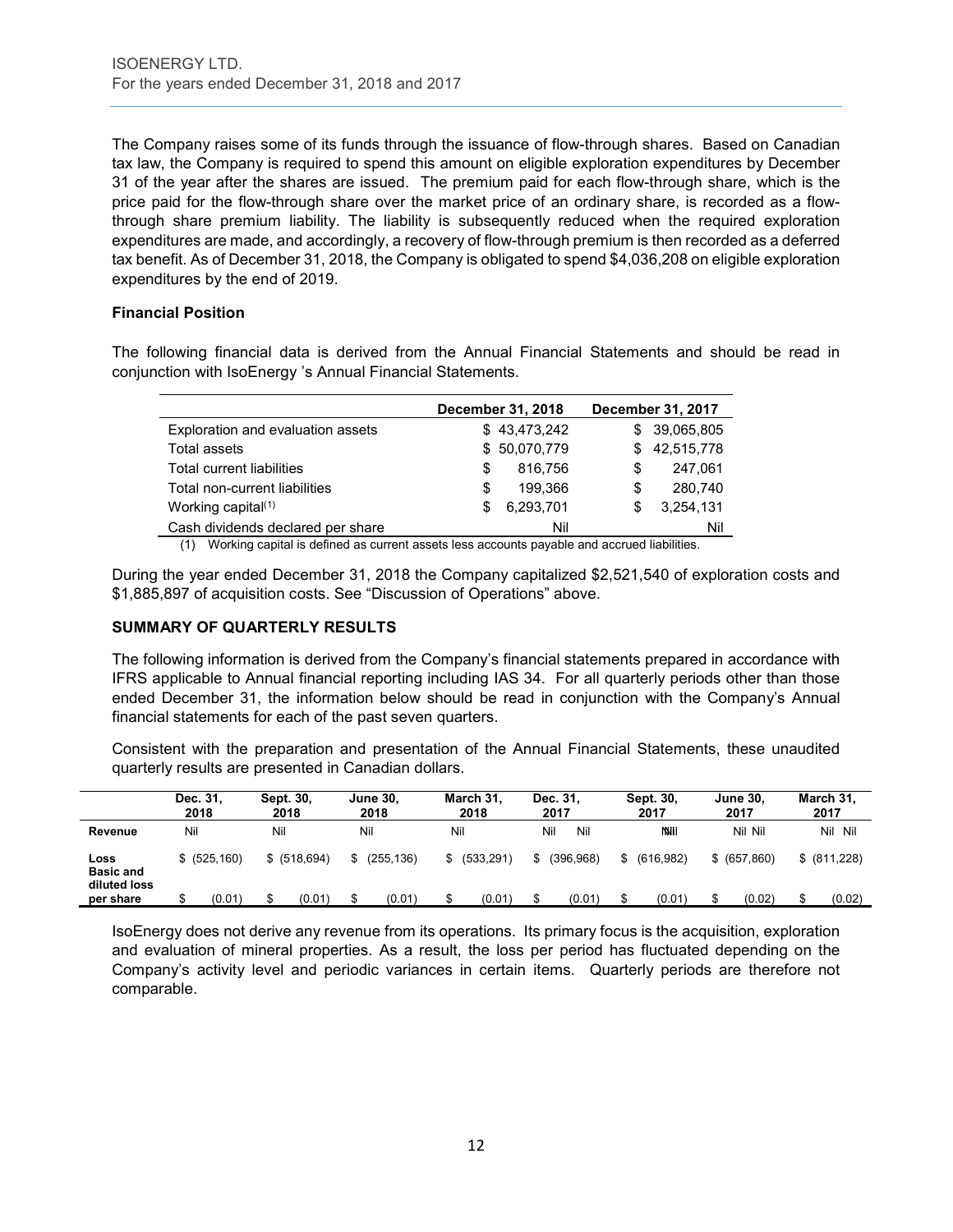The Company raises some of its funds through the issuance of flow-through shares. Based on Canadian tax law, the Company is required to spend this amount on eligible exploration expenditures by December 31 of the year after the shares are issued. The premium paid for each flow-through share, which is the price paid for the flow-through share over the market price of an ordinary share, is recorded as a flow-through share premium liability. The liability is subsequently reduced when the required exploration expenditures are made, and accordingly, a recovery of flow-through premium is then recorded as a deferred tax benefit. As of December 31, 2018, the Company is obligated to spend $4,036,208 on eligible exploration expenditures by the end of 2019.

### Financial Position

The following financial data is derived from the Annual Financial Statements and should be read in conjunction with IsoEnergy 's Annual Financial Statements.

| | December 31, 2018 | December 31, 2017 |
|---|---|---|
| Exploration and evaluation assets | $ 43,473,242 | $ 39,065,805 |
| Total assets | $ 50,070,779 | $ 42,515,778 |
| Total current liabilities | $ 816,756 | $ 247,061 |
| Total non-current liabilities | $ 199,366 | $ 280,740 |
| Working capital[(1)] | $ 6,293,701 | $ 3,254,131 |
| Cash dividends declared per share | Nil | Nil |

(1) Working capital is defined as current assets less accounts payable and accrued liabilities.

During the year ended December 31, 2018 the Company capitalized $2,521,540 of exploration costs and $1,885,897 of acquisition costs. See "Discussion of Operations" above.

### SUMMARY OF QUARTERLY RESULTS

The following information is derived from the Company's financial statements prepared in accordance with IFRS applicable to Annual financial reporting including IAS 34. For all quarterly periods other than those ended December 31, the information below should be read in conjunction with the Company's Annual financial statements for each of the past seven quarters.

Consistent with the preparation and presentation of the Annual Financial Statements, these unaudited quarterly results are presented in Canadian dollars.

| | Dec. 31, 2018 | Sept. 30, 2018 | June 30, 2018 | March 31, 2018 | Dec. 31, 2017 | Sept. 30, 2017 | June 30, 2017 | March 31, 2017 |
|---|---|---|---|---|---|---|---|---|
| Revenue | Nil | Nil | Nil | Nil | Nil Nil | Nil | Nil Nil | Nil Nil |
| Loss | $ (525,160) | $ (518,694) | $ (255,136) | $ (533,291) | $ (396,968) | $ (616,982) | $ (657,860) | $ (811,228) |
| Basic and diluted loss per share | $ (0.01) | $ (0.01) | $ (0.01) | $ (0.01) | $ (0.01) | $ (0.01) | $ (0.02) | $ (0.02) |

IsoEnergy does not derive any revenue from its operations. Its primary focus is the acquisition, exploration and evaluation of mineral properties. As a result, the loss per period has fluctuated depending on the Company's activity level and periodic variances in certain items. Quarterly periods are therefore not comparable.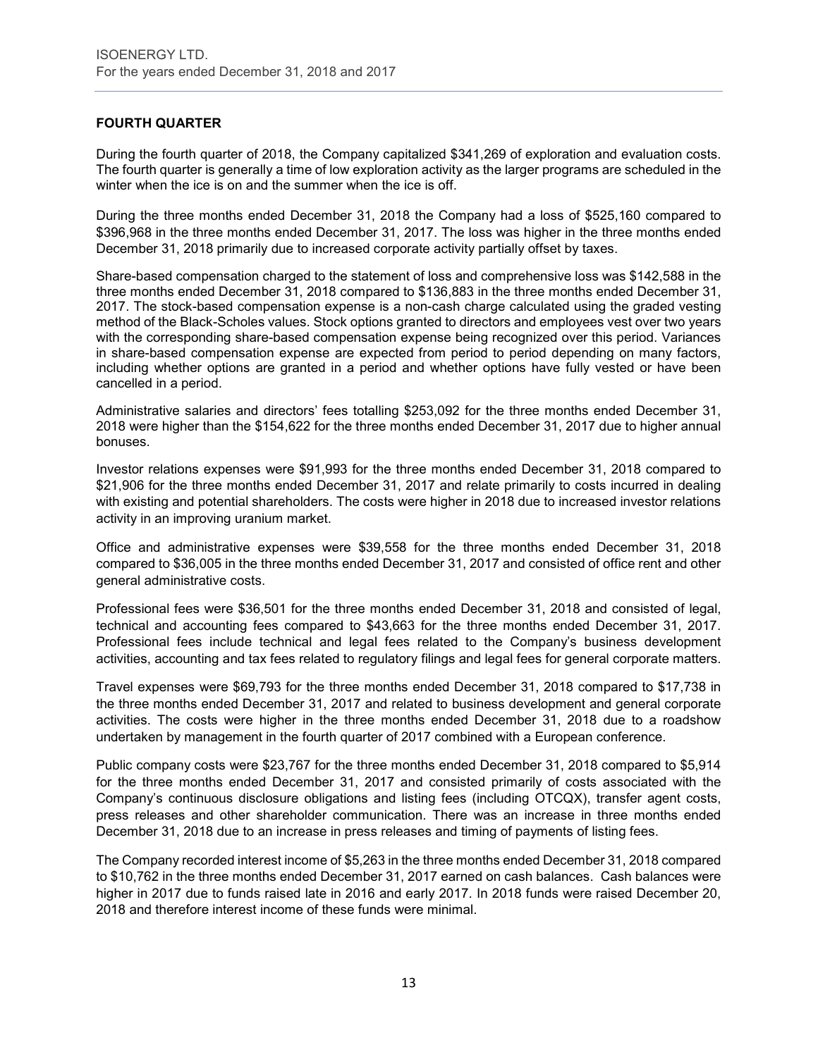## FOURTH QUARTER

During the fourth quarter of 2018, the Company capitalized $341,269 of exploration and evaluation costs. The fourth quarter is generally a time of low exploration activity as the larger programs are scheduled in the winter when the ice is on and the summer when the ice is off.

During the three months ended December 31, 2018 the Company had a loss of $525,160 compared to $396,968 in the three months ended December 31, 2017. The loss was higher in the three months ended December 31, 2018 primarily due to increased corporate activity partially offset by taxes.

Share-based compensation charged to the statement of loss and comprehensive loss was $142,588 in the three months ended December 31, 2018 compared to $136,883 in the three months ended December 31, 2017. The stock-based compensation expense is a non-cash charge calculated using the graded vesting method of the Black-Scholes values. Stock options granted to directors and employees vest over two years with the corresponding share-based compensation expense being recognized over this period. Variances in share-based compensation expense are expected from period to period depending on many factors, including whether options are granted in a period and whether options have fully vested or have been cancelled in a period.

Administrative salaries and directors' fees totalling $253,092 for the three months ended December 31, 2018 were higher than the $154,622 for the three months ended December 31, 2017 due to higher annual bonuses.

Investor relations expenses were $91,993 for the three months ended December 31, 2018 compared to $21,906 for the three months ended December 31, 2017 and relate primarily to costs incurred in dealing with existing and potential shareholders. The costs were higher in 2018 due to increased investor relations activity in an improving uranium market.

Office and administrative expenses were $39,558 for the three months ended December 31, 2018 compared to $36,005 in the three months ended December 31, 2017 and consisted of office rent and other general administrative costs.

Professional fees were $36,501 for the three months ended December 31, 2018 and consisted of legal, technical and accounting fees compared to $43,663 for the three months ended December 31, 2017. Professional fees include technical and legal fees related to the Company's business development activities, accounting and tax fees related to regulatory filings and legal fees for general corporate matters.

Travel expenses were $69,793 for the three months ended December 31, 2018 compared to $17,738 in the three months ended December 31, 2017 and related to business development and general corporate activities. The costs were higher in the three months ended December 31, 2018 due to a roadshow undertaken by management in the fourth quarter of 2017 combined with a European conference.

Public company costs were $23,767 for the three months ended December 31, 2018 compared to $5,914 for the three months ended December 31, 2017 and consisted primarily of costs associated with the Company's continuous disclosure obligations and listing fees (including OTCQX), transfer agent costs, press releases and other shareholder communication. There was an increase in three months ended December 31, 2018 due to an increase in press releases and timing of payments of listing fees.

The Company recorded interest income of $5,263 in the three months ended December 31, 2018 compared to $10,762 in the three months ended December 31, 2017 earned on cash balances. Cash balances were higher in 2017 due to funds raised late in 2016 and early 2017. In 2018 funds were raised December 20, 2018 and therefore interest income of these funds were minimal.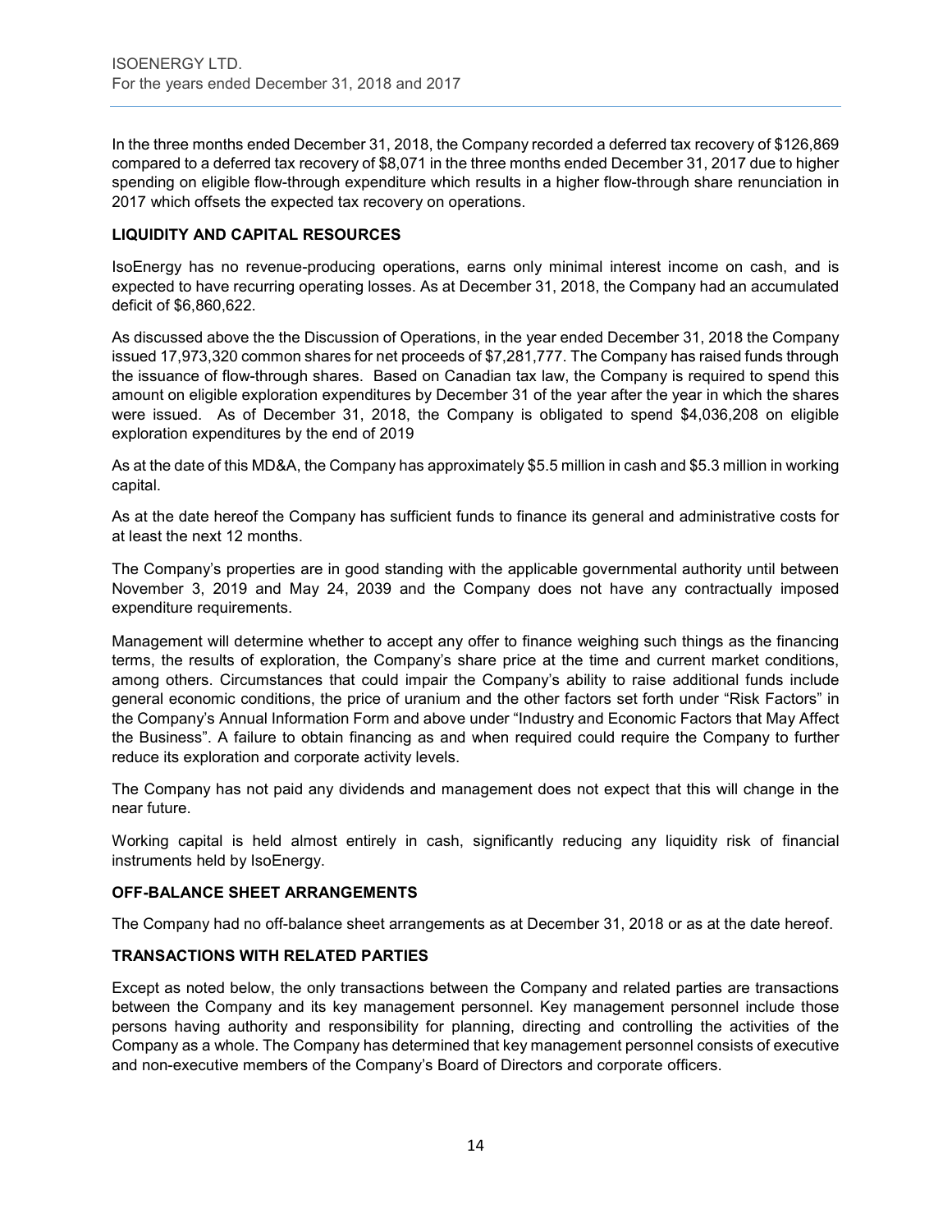In the three months ended December 31, 2018, the Company recorded a deferred tax recovery of $126,869 compared to a deferred tax recovery of $8,071 in the three months ended December 31, 2017 due to higher spending on eligible flow-through expenditure which results in a higher flow-through share renunciation in 2017 which offsets the expected tax recovery on operations.

## LIQUIDITY AND CAPITAL RESOURCES

IsoEnergy has no revenue-producing operations, earns only minimal interest income on cash, and is expected to have recurring operating losses. As at December 31, 2018, the Company had an accumulated deficit of $6,860,622.

As discussed above the the Discussion of Operations, in the year ended December 31, 2018 the Company issued 17,973,320 common shares for net proceeds of $7,281,777. The Company has raised funds through the issuance of flow-through shares. Based on Canadian tax law, the Company is required to spend this amount on eligible exploration expenditures by December 31 of the year after the year in which the shares were issued. As of December 31, 2018, the Company is obligated to spend $4,036,208 on eligible exploration expenditures by the end of 2019

As at the date of this MD&A, the Company has approximately $5.5 million in cash and $5.3 million in working capital.

As at the date hereof the Company has sufficient funds to finance its general and administrative costs for at least the next 12 months.

The Company's properties are in good standing with the applicable governmental authority until between November 3, 2019 and May 24, 2039 and the Company does not have any contractually imposed expenditure requirements.

Management will determine whether to accept any offer to finance weighing such things as the financing terms, the results of exploration, the Company's share price at the time and current market conditions, among others. Circumstances that could impair the Company's ability to raise additional funds include general economic conditions, the price of uranium and the other factors set forth under "Risk Factors" in the Company's Annual Information Form and above under "Industry and Economic Factors that May Affect the Business". A failure to obtain financing as and when required could require the Company to further reduce its exploration and corporate activity levels.

The Company has not paid any dividends and management does not expect that this will change in the near future.

Working capital is held almost entirely in cash, significantly reducing any liquidity risk of financial instruments held by IsoEnergy.

## OFF-BALANCE SHEET ARRANGEMENTS

The Company had no off-balance sheet arrangements as at December 31, 2018 or as at the date hereof.

## TRANSACTIONS WITH RELATED PARTIES

Except as noted below, the only transactions between the Company and related parties are transactions between the Company and its key management personnel. Key management personnel include those persons having authority and responsibility for planning, directing and controlling the activities of the Company as a whole. The Company has determined that key management personnel consists of executive and non-executive members of the Company's Board of Directors and corporate officers.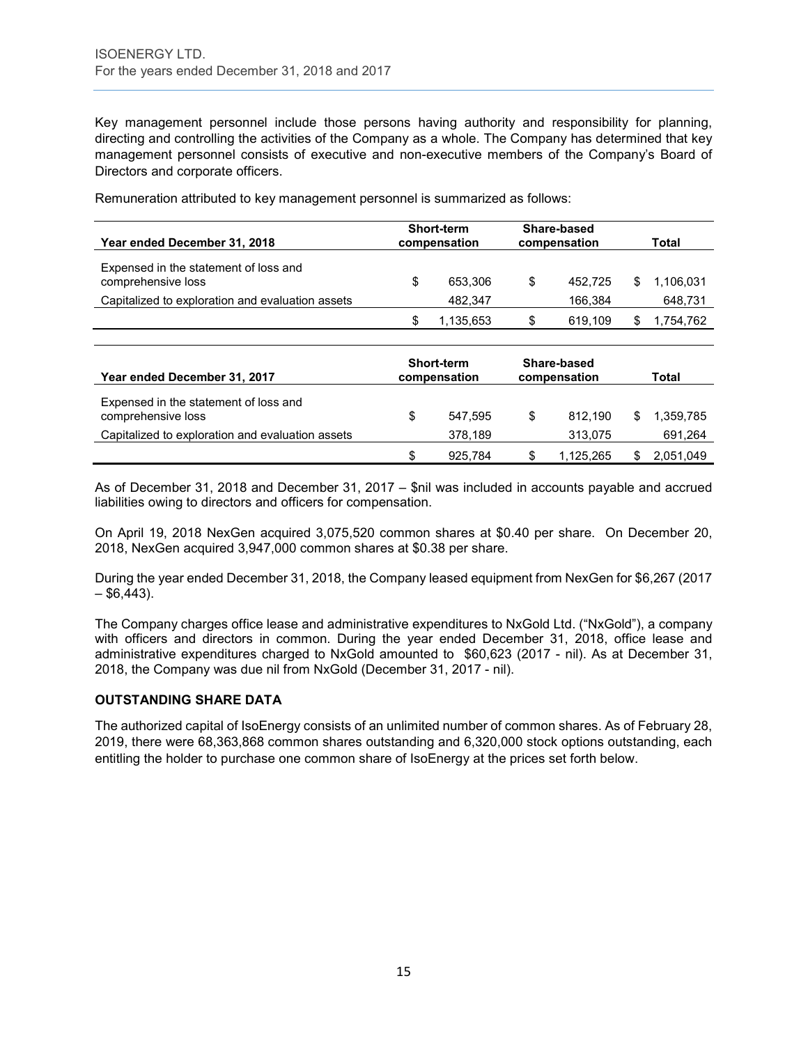Key management personnel include those persons having authority and responsibility for planning, directing and controlling the activities of the Company as a whole. The Company has determined that key management personnel consists of executive and non-executive members of the Company's Board of Directors and corporate officers.

Remuneration attributed to key management personnel is summarized as follows:

| Year ended December 31, 2018 | Short-term compensation | Share-based compensation | Total |
|---|---|---|---|
| Expensed in the statement of loss and comprehensive loss | $ 653,306 | $ 452,725 | $ 1,106,031 |
| Capitalized to exploration and evaluation assets | 482,347 | 166,384 | 648,731 |
| | $ 1,135,653 | $ 619,109 | $ 1,754,762 |

| Year ended December 31, 2017 | Short-term compensation | Share-based compensation | Total |
|---|---|---|---|
| Expensed in the statement of loss and comprehensive loss | $ 547,595 | $ 812,190 | $ 1,359,785 |
| Capitalized to exploration and evaluation assets | 378,189 | 313,075 | 691,264 |
| | $ 925,784 | $ 1,125,265 | $ 2,051,049 |

As of December 31, 2018 and December 31, 2017 – $nil was included in accounts payable and accrued liabilities owing to directors and officers for compensation.

On April 19, 2018 NexGen acquired 3,075,520 common shares at $0.40 per share. On December 20, 2018, NexGen acquired 3,947,000 common shares at $0.38 per share.

During the year ended December 31, 2018, the Company leased equipment from NexGen for $6,267 (2017 – $6,443).

The Company charges office lease and administrative expenditures to NxGold Ltd. ("NxGold"), a company with officers and directors in common. During the year ended December 31, 2018, office lease and administrative expenditures charged to NxGold amounted to $60,623 (2017 - nil). As at December 31, 2018, the Company was due nil from NxGold (December 31, 2017 - nil).

## OUTSTANDING SHARE DATA

The authorized capital of IsoEnergy consists of an unlimited number of common shares. As of February 28, 2019, there were 68,363,868 common shares outstanding and 6,320,000 stock options outstanding, each entitling the holder to purchase one common share of IsoEnergy at the prices set forth below.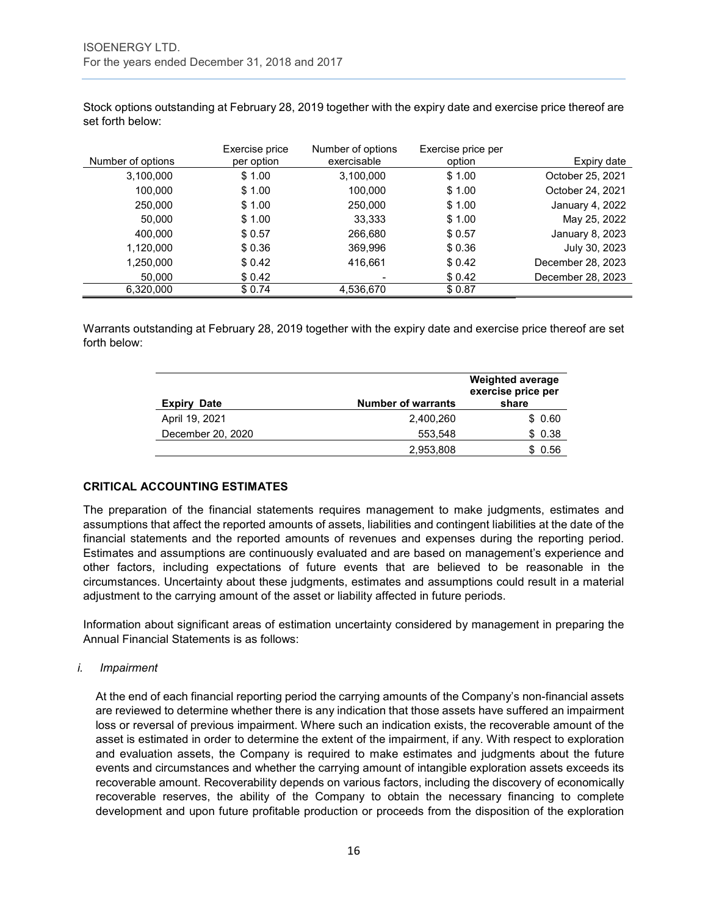Stock options outstanding at February 28, 2019 together with the expiry date and exercise price thereof are set forth below:

| Number of options | Exercise price per option | Number of options exercisable | Exercise price per option | Expiry date |
|---|---|---|---|---|
| 3,100,000 | $ 1.00 | 3,100,000 | $ 1.00 | October 25, 2021 |
| 100,000 | $ 1.00 | 100,000 | $ 1.00 | October 24, 2021 |
| 250,000 | $ 1.00 | 250,000 | $ 1.00 | January 4, 2022 |
| 50,000 | $ 1.00 | 33,333 | $ 1.00 | May 25, 2022 |
| 400,000 | $ 0.57 | 266,680 | $ 0.57 | January 8, 2023 |
| 1,120,000 | $ 0.36 | 369,996 | $ 0.36 | July 30, 2023 |
| 1,250,000 | $ 0.42 | 416,661 | $ 0.42 | December 28, 2023 |
| 50,000 | $ 0.42 | - | $ 0.42 | December 28, 2023 |
| 6,320,000 | $ 0.74 | 4,536,670 | $ 0.87 | |

Warrants outstanding at February 28, 2019 together with the expiry date and exercise price thereof are set forth below:

| **Expiry Date** | **Number of warrants** | **Weighted average exercise price per share** |
|---|---|---|
| April 19, 2021 | 2,400,260 | $ 0.60 |
| December 20, 2020 | 553,548 | $ 0.38 |
| | 2,953,808 | $ 0.56 |

## CRITICAL ACCOUNTING ESTIMATES

The preparation of the financial statements requires management to make judgments, estimates and assumptions that affect the reported amounts of assets, liabilities and contingent liabilities at the date of the financial statements and the reported amounts of revenues and expenses during the reporting period. Estimates and assumptions are continuously evaluated and are based on management's experience and other factors, including expectations of future events that are believed to be reasonable in the circumstances. Uncertainty about these judgments, estimates and assumptions could result in a material adjustment to the carrying amount of the asset or liability affected in future periods.

Information about significant areas of estimation uncertainty considered by management in preparing the Annual Financial Statements is as follows:

*i. Impairment*

At the end of each financial reporting period the carrying amounts of the Company's non-financial assets are reviewed to determine whether there is any indication that those assets have suffered an impairment loss or reversal of previous impairment. Where such an indication exists, the recoverable amount of the asset is estimated in order to determine the extent of the impairment, if any. With respect to exploration and evaluation assets, the Company is required to make estimates and judgments about the future events and circumstances and whether the carrying amount of intangible exploration assets exceeds its recoverable amount. Recoverability depends on various factors, including the discovery of economically recoverable reserves, the ability of the Company to obtain the necessary financing to complete development and upon future profitable production or proceeds from the disposition of the exploration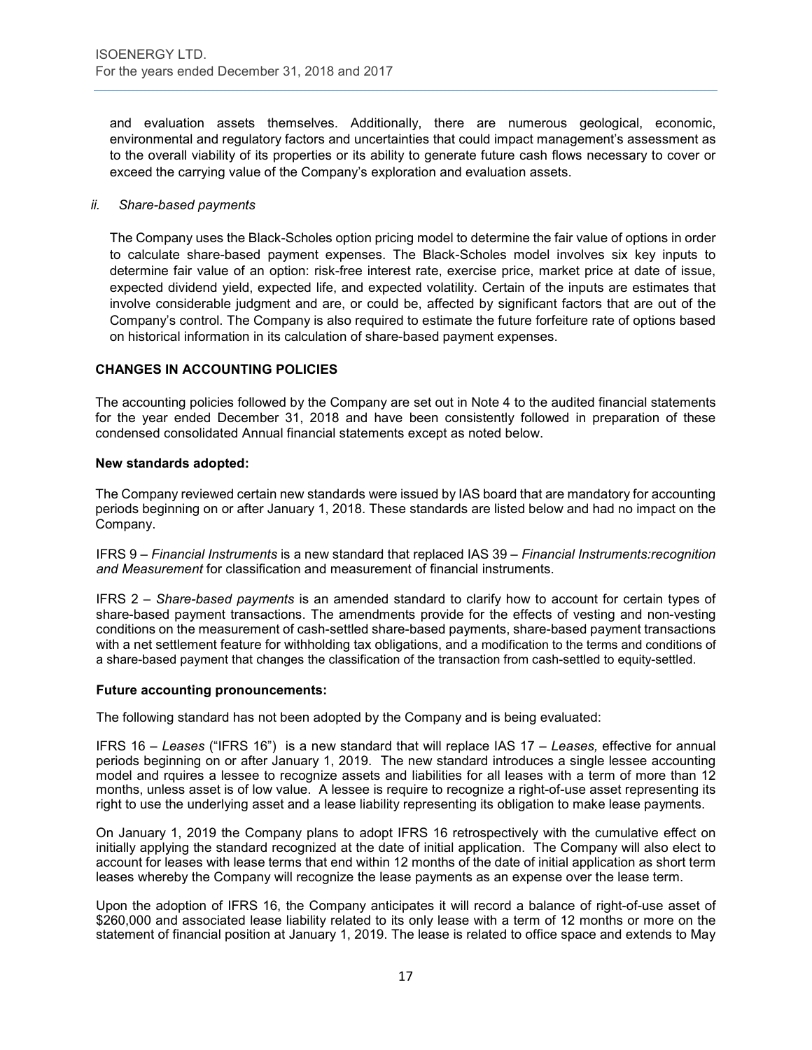and evaluation assets themselves. Additionally, there are numerous geological, economic, environmental and regulatory factors and uncertainties that could impact management's assessment as to the overall viability of its properties or its ability to generate future cash flows necessary to cover or exceed the carrying value of the Company's exploration and evaluation assets.

*ii. Share-based payments*

The Company uses the Black-Scholes option pricing model to determine the fair value of options in order to calculate share-based payment expenses. The Black-Scholes model involves six key inputs to determine fair value of an option: risk-free interest rate, exercise price, market price at date of issue, expected dividend yield, expected life, and expected volatility. Certain of the inputs are estimates that involve considerable judgment and are, or could be, affected by significant factors that are out of the Company's control. The Company is also required to estimate the future forfeiture rate of options based on historical information in its calculation of share-based payment expenses.

## CHANGES IN ACCOUNTING POLICIES

The accounting policies followed by the Company are set out in Note 4 to the audited financial statements for the year ended December 31, 2018 and have been consistently followed in preparation of these condensed consolidated Annual financial statements except as noted below.

**New standards adopted:**

The Company reviewed certain new standards were issued by IAS board that are mandatory for accounting periods beginning on or after January 1, 2018. These standards are listed below and had no impact on the Company.

IFRS 9 – *Financial Instruments* is a new standard that replaced IAS 39 – *Financial Instruments:recognition and Measurement* for classification and measurement of financial instruments.

IFRS 2 – *Share-based payments* is an amended standard to clarify how to account for certain types of share-based payment transactions. The amendments provide for the effects of vesting and non-vesting conditions on the measurement of cash-settled share-based payments, share-based payment transactions with a net settlement feature for withholding tax obligations, and a modification to the terms and conditions of a share-based payment that changes the classification of the transaction from cash-settled to equity-settled.

**Future accounting pronouncements:**

The following standard has not been adopted by the Company and is being evaluated:

IFRS 16 – *Leases* ("IFRS 16") is a new standard that will replace IAS 17 – *Leases,* effective for annual periods beginning on or after January 1, 2019. The new standard introduces a single lessee accounting model and rquires a lessee to recognize assets and liabilities for all leases with a term of more than 12 months, unless asset is of low value. A lessee is require to recognize a right-of-use asset representing its right to use the underlying asset and a lease liability representing its obligation to make lease payments.

On January 1, 2019 the Company plans to adopt IFRS 16 retrospectively with the cumulative effect on initially applying the standard recognized at the date of initial application. The Company will also elect to account for leases with lease terms that end within 12 months of the date of initial application as short term leases whereby the Company will recognize the lease payments as an expense over the lease term.

Upon the adoption of IFRS 16, the Company anticipates it will record a balance of right-of-use asset of $260,000 and associated lease liability related to its only lease with a term of 12 months or more on the statement of financial position at January 1, 2019. The lease is related to office space and extends to May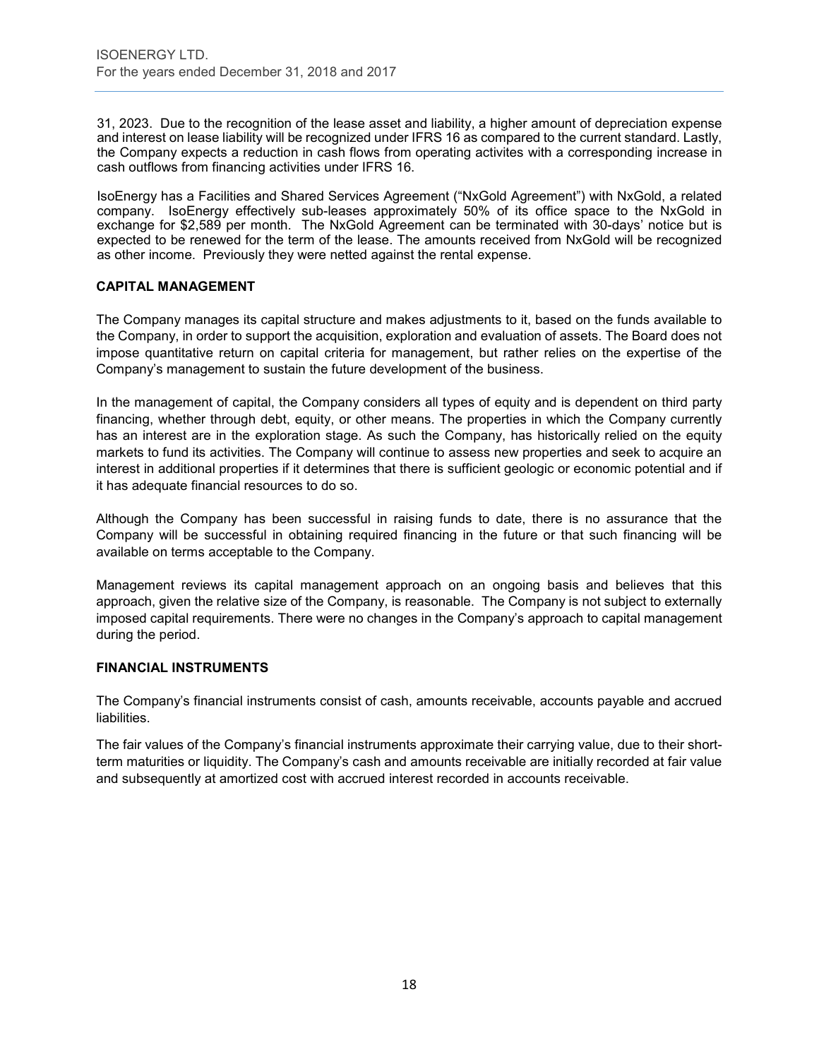31, 2023. Due to the recognition of the lease asset and liability, a higher amount of depreciation expense and interest on lease liability will be recognized under IFRS 16 as compared to the current standard. Lastly, the Company expects a reduction in cash flows from operating activites with a corresponding increase in cash outflows from financing activities under IFRS 16.

IsoEnergy has a Facilities and Shared Services Agreement ("NxGold Agreement") with NxGold, a related company. IsoEnergy effectively sub-leases approximately 50% of its office space to the NxGold in exchange for $2,589 per month. The NxGold Agreement can be terminated with 30-days' notice but is expected to be renewed for the term of the lease. The amounts received from NxGold will be recognized as other income. Previously they were netted against the rental expense.

## CAPITAL MANAGEMENT

The Company manages its capital structure and makes adjustments to it, based on the funds available to the Company, in order to support the acquisition, exploration and evaluation of assets. The Board does not impose quantitative return on capital criteria for management, but rather relies on the expertise of the Company's management to sustain the future development of the business.

In the management of capital, the Company considers all types of equity and is dependent on third party financing, whether through debt, equity, or other means. The properties in which the Company currently has an interest are in the exploration stage. As such the Company, has historically relied on the equity markets to fund its activities. The Company will continue to assess new properties and seek to acquire an interest in additional properties if it determines that there is sufficient geologic or economic potential and if it has adequate financial resources to do so.

Although the Company has been successful in raising funds to date, there is no assurance that the Company will be successful in obtaining required financing in the future or that such financing will be available on terms acceptable to the Company.

Management reviews its capital management approach on an ongoing basis and believes that this approach, given the relative size of the Company, is reasonable. The Company is not subject to externally imposed capital requirements. There were no changes in the Company's approach to capital management during the period.

## FINANCIAL INSTRUMENTS

The Company's financial instruments consist of cash, amounts receivable, accounts payable and accrued liabilities.

The fair values of the Company's financial instruments approximate their carrying value, due to their short-term maturities or liquidity. The Company's cash and amounts receivable are initially recorded at fair value and subsequently at amortized cost with accrued interest recorded in accounts receivable.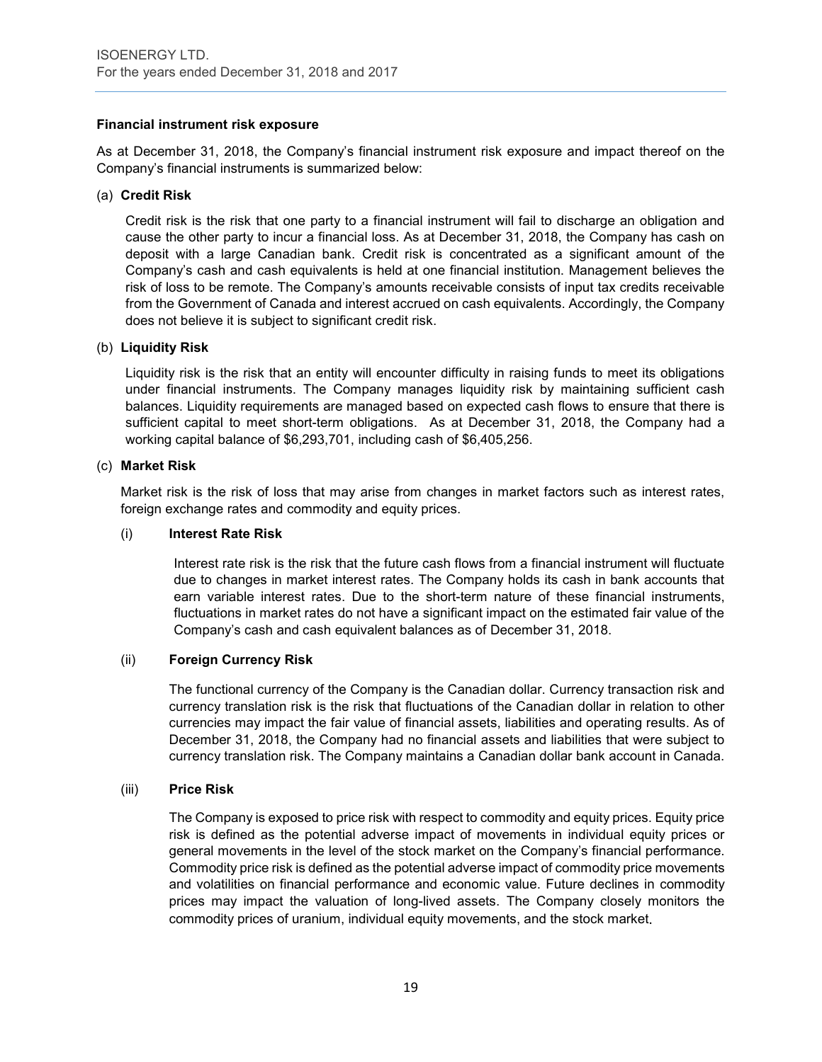**Financial instrument risk exposure**

As at December 31, 2018, the Company's financial instrument risk exposure and impact thereof on the Company's financial instruments is summarized below:

(a) **Credit Risk**

Credit risk is the risk that one party to a financial instrument will fail to discharge an obligation and cause the other party to incur a financial loss. As at December 31, 2018, the Company has cash on deposit with a large Canadian bank. Credit risk is concentrated as a significant amount of the Company's cash and cash equivalents is held at one financial institution. Management believes the risk of loss to be remote. The Company's amounts receivable consists of input tax credits receivable from the Government of Canada and interest accrued on cash equivalents. Accordingly, the Company does not believe it is subject to significant credit risk.

(b) **Liquidity Risk**

Liquidity risk is the risk that an entity will encounter difficulty in raising funds to meet its obligations under financial instruments. The Company manages liquidity risk by maintaining sufficient cash balances. Liquidity requirements are managed based on expected cash flows to ensure that there is sufficient capital to meet short-term obligations. As at December 31, 2018, the Company had a working capital balance of $6,293,701, including cash of $6,405,256.

(c) **Market Risk**

Market risk is the risk of loss that may arise from changes in market factors such as interest rates, foreign exchange rates and commodity and equity prices.

(i) **Interest Rate Risk**

Interest rate risk is the risk that the future cash flows from a financial instrument will fluctuate due to changes in market interest rates. The Company holds its cash in bank accounts that earn variable interest rates. Due to the short-term nature of these financial instruments, fluctuations in market rates do not have a significant impact on the estimated fair value of the Company's cash and cash equivalent balances as of December 31, 2018.

(ii) **Foreign Currency Risk**

The functional currency of the Company is the Canadian dollar. Currency transaction risk and currency translation risk is the risk that fluctuations of the Canadian dollar in relation to other currencies may impact the fair value of financial assets, liabilities and operating results. As of December 31, 2018, the Company had no financial assets and liabilities that were subject to currency translation risk. The Company maintains a Canadian dollar bank account in Canada.

(iii) **Price Risk**

The Company is exposed to price risk with respect to commodity and equity prices. Equity price risk is defined as the potential adverse impact of movements in individual equity prices or general movements in the level of the stock market on the Company's financial performance. Commodity price risk is defined as the potential adverse impact of commodity price movements and volatilities on financial performance and economic value. Future declines in commodity prices may impact the valuation of long-lived assets. The Company closely monitors the commodity prices of uranium, individual equity movements, and the stock market.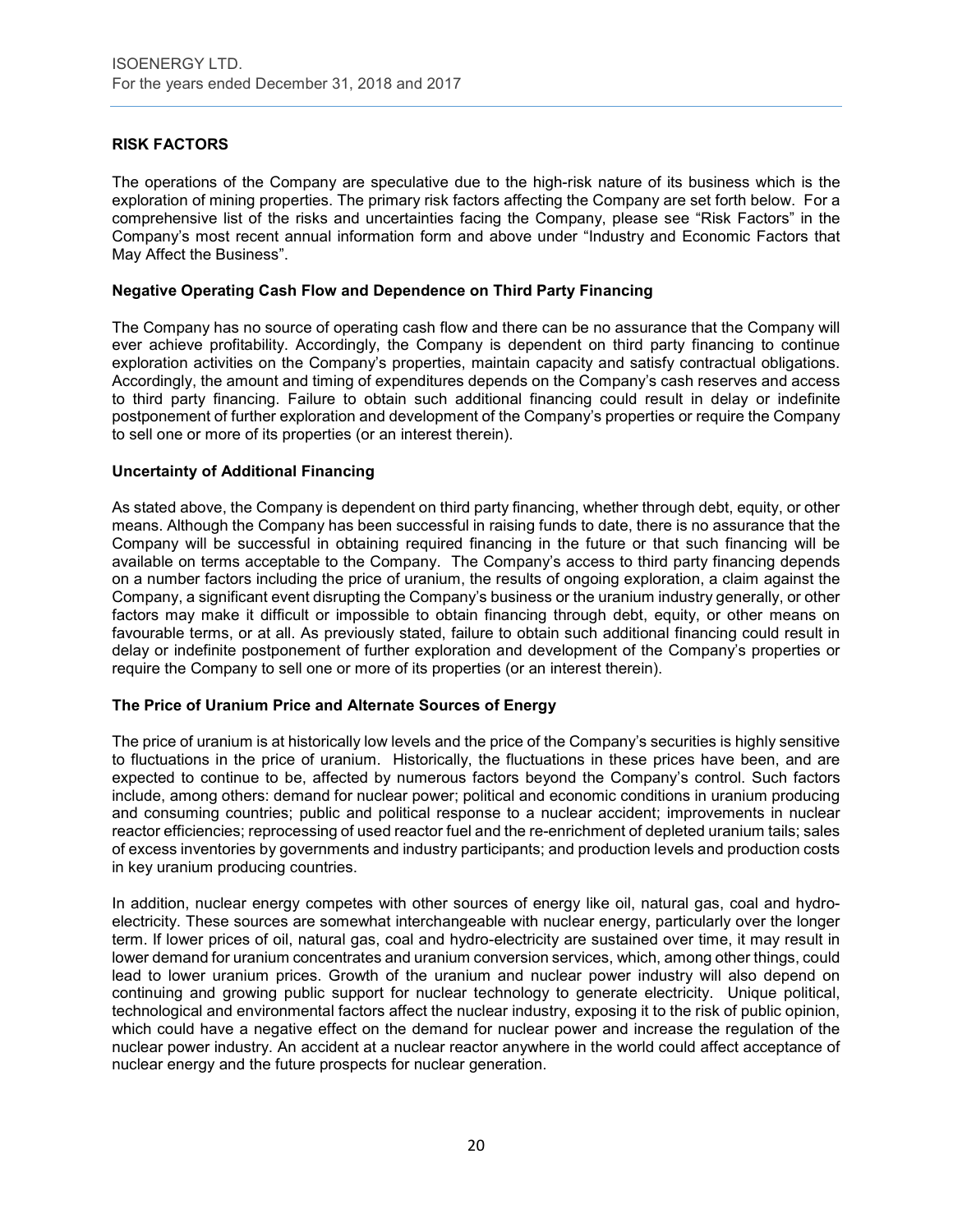## RISK FACTORS

The operations of the Company are speculative due to the high-risk nature of its business which is the exploration of mining properties. The primary risk factors affecting the Company are set forth below. For a comprehensive list of the risks and uncertainties facing the Company, please see "Risk Factors" in the Company's most recent annual information form and above under "Industry and Economic Factors that May Affect the Business".

### Negative Operating Cash Flow and Dependence on Third Party Financing

The Company has no source of operating cash flow and there can be no assurance that the Company will ever achieve profitability. Accordingly, the Company is dependent on third party financing to continue exploration activities on the Company's properties, maintain capacity and satisfy contractual obligations. Accordingly, the amount and timing of expenditures depends on the Company's cash reserves and access to third party financing. Failure to obtain such additional financing could result in delay or indefinite postponement of further exploration and development of the Company's properties or require the Company to sell one or more of its properties (or an interest therein).

### Uncertainty of Additional Financing

As stated above, the Company is dependent on third party financing, whether through debt, equity, or other means. Although the Company has been successful in raising funds to date, there is no assurance that the Company will be successful in obtaining required financing in the future or that such financing will be available on terms acceptable to the Company. The Company's access to third party financing depends on a number factors including the price of uranium, the results of ongoing exploration, a claim against the Company, a significant event disrupting the Company's business or the uranium industry generally, or other factors may make it difficult or impossible to obtain financing through debt, equity, or other means on favourable terms, or at all. As previously stated, failure to obtain such additional financing could result in delay or indefinite postponement of further exploration and development of the Company's properties or require the Company to sell one or more of its properties (or an interest therein).

### The Price of Uranium Price and Alternate Sources of Energy

The price of uranium is at historically low levels and the price of the Company's securities is highly sensitive to fluctuations in the price of uranium. Historically, the fluctuations in these prices have been, and are expected to continue to be, affected by numerous factors beyond the Company's control. Such factors include, among others: demand for nuclear power; political and economic conditions in uranium producing and consuming countries; public and political response to a nuclear accident; improvements in nuclear reactor efficiencies; reprocessing of used reactor fuel and the re-enrichment of depleted uranium tails; sales of excess inventories by governments and industry participants; and production levels and production costs in key uranium producing countries.

In addition, nuclear energy competes with other sources of energy like oil, natural gas, coal and hydro-electricity. These sources are somewhat interchangeable with nuclear energy, particularly over the longer term. If lower prices of oil, natural gas, coal and hydro-electricity are sustained over time, it may result in lower demand for uranium concentrates and uranium conversion services, which, among other things, could lead to lower uranium prices. Growth of the uranium and nuclear power industry will also depend on continuing and growing public support for nuclear technology to generate electricity. Unique political, technological and environmental factors affect the nuclear industry, exposing it to the risk of public opinion, which could have a negative effect on the demand for nuclear power and increase the regulation of the nuclear power industry. An accident at a nuclear reactor anywhere in the world could affect acceptance of nuclear energy and the future prospects for nuclear generation.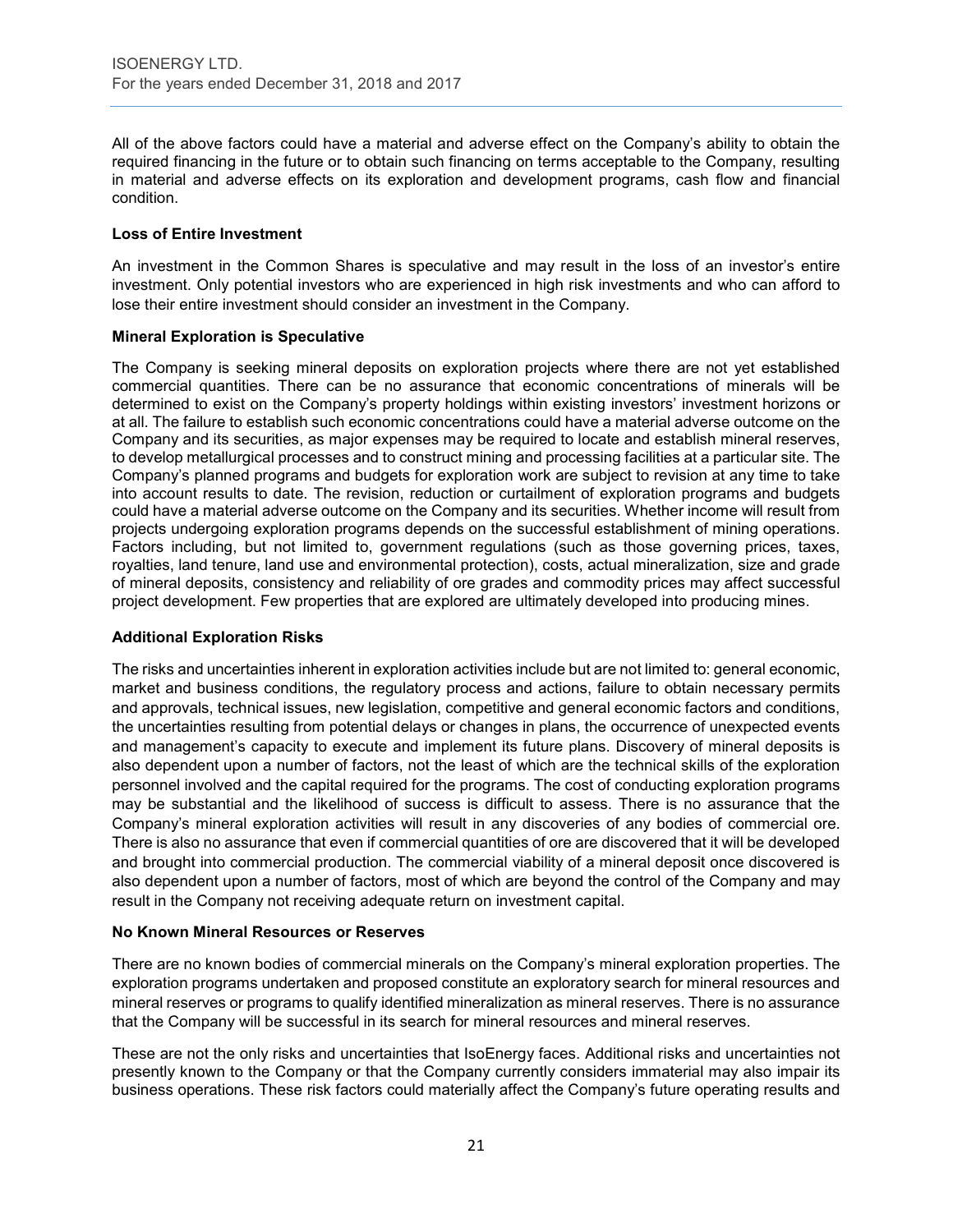All of the above factors could have a material and adverse effect on the Company's ability to obtain the required financing in the future or to obtain such financing on terms acceptable to the Company, resulting in material and adverse effects on its exploration and development programs, cash flow and financial condition.

**Loss of Entire Investment**

An investment in the Common Shares is speculative and may result in the loss of an investor's entire investment. Only potential investors who are experienced in high risk investments and who can afford to lose their entire investment should consider an investment in the Company.

**Mineral Exploration is Speculative**

The Company is seeking mineral deposits on exploration projects where there are not yet established commercial quantities. There can be no assurance that economic concentrations of minerals will be determined to exist on the Company's property holdings within existing investors' investment horizons or at all. The failure to establish such economic concentrations could have a material adverse outcome on the Company and its securities, as major expenses may be required to locate and establish mineral reserves, to develop metallurgical processes and to construct mining and processing facilities at a particular site. The Company's planned programs and budgets for exploration work are subject to revision at any time to take into account results to date. The revision, reduction or curtailment of exploration programs and budgets could have a material adverse outcome on the Company and its securities. Whether income will result from projects undergoing exploration programs depends on the successful establishment of mining operations. Factors including, but not limited to, government regulations (such as those governing prices, taxes, royalties, land tenure, land use and environmental protection), costs, actual mineralization, size and grade of mineral deposits, consistency and reliability of ore grades and commodity prices may affect successful project development. Few properties that are explored are ultimately developed into producing mines.

**Additional Exploration Risks**

The risks and uncertainties inherent in exploration activities include but are not limited to: general economic, market and business conditions, the regulatory process and actions, failure to obtain necessary permits and approvals, technical issues, new legislation, competitive and general economic factors and conditions, the uncertainties resulting from potential delays or changes in plans, the occurrence of unexpected events and management's capacity to execute and implement its future plans. Discovery of mineral deposits is also dependent upon a number of factors, not the least of which are the technical skills of the exploration personnel involved and the capital required for the programs. The cost of conducting exploration programs may be substantial and the likelihood of success is difficult to assess. There is no assurance that the Company's mineral exploration activities will result in any discoveries of any bodies of commercial ore. There is also no assurance that even if commercial quantities of ore are discovered that it will be developed and brought into commercial production. The commercial viability of a mineral deposit once discovered is also dependent upon a number of factors, most of which are beyond the control of the Company and may result in the Company not receiving adequate return on investment capital.

**No Known Mineral Resources or Reserves**

There are no known bodies of commercial minerals on the Company's mineral exploration properties. The exploration programs undertaken and proposed constitute an exploratory search for mineral resources and mineral reserves or programs to qualify identified mineralization as mineral reserves. There is no assurance that the Company will be successful in its search for mineral resources and mineral reserves.

These are not the only risks and uncertainties that IsoEnergy faces. Additional risks and uncertainties not presently known to the Company or that the Company currently considers immaterial may also impair its business operations. These risk factors could materially affect the Company's future operating results and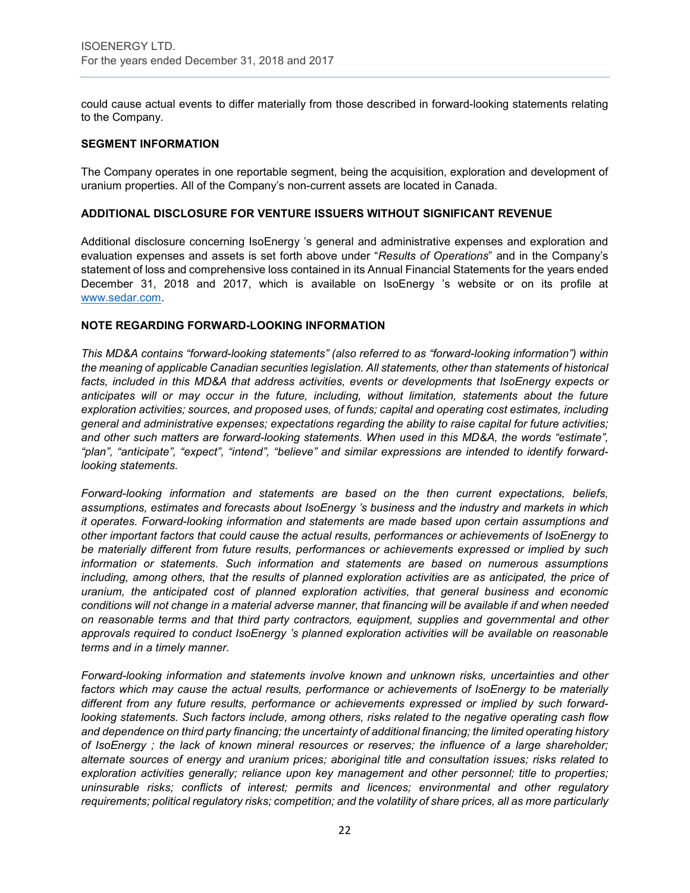could cause actual events to differ materially from those described in forward-looking statements relating to the Company.

## SEGMENT INFORMATION

The Company operates in one reportable segment, being the acquisition, exploration and development of uranium properties. All of the Company's non-current assets are located in Canada.

## ADDITIONAL DISCLOSURE FOR VENTURE ISSUERS WITHOUT SIGNIFICANT REVENUE

Additional disclosure concerning IsoEnergy 's general and administrative expenses and exploration and evaluation expenses and assets is set forth above under "*Results of Operations*" and in the Company's statement of loss and comprehensive loss contained in its Annual Financial Statements for the years ended December 31, 2018 and 2017, which is available on IsoEnergy 's website or on its profile at www.sedar.com.

## NOTE REGARDING FORWARD-LOOKING INFORMATION

*This MD&A contains "forward-looking statements" (also referred to as "forward-looking information") within the meaning of applicable Canadian securities legislation. All statements, other than statements of historical facts, included in this MD&A that address activities, events or developments that IsoEnergy expects or anticipates will or may occur in the future, including, without limitation, statements about the future exploration activities; sources, and proposed uses, of funds; capital and operating cost estimates, including general and administrative expenses; expectations regarding the ability to raise capital for future activities; and other such matters are forward-looking statements. When used in this MD&A, the words "estimate", "plan", "anticipate", "expect", "intend", "believe" and similar expressions are intended to identify forward-looking statements.*

*Forward-looking information and statements are based on the then current expectations, beliefs, assumptions, estimates and forecasts about IsoEnergy 's business and the industry and markets in which it operates. Forward-looking information and statements are made based upon certain assumptions and other important factors that could cause the actual results, performances or achievements of IsoEnergy to be materially different from future results, performances or achievements expressed or implied by such information or statements. Such information and statements are based on numerous assumptions including, among others, that the results of planned exploration activities are as anticipated, the price of uranium, the anticipated cost of planned exploration activities, that general business and economic conditions will not change in a material adverse manner, that financing will be available if and when needed on reasonable terms and that third party contractors, equipment, supplies and governmental and other approvals required to conduct IsoEnergy 's planned exploration activities will be available on reasonable terms and in a timely manner.*

*Forward-looking information and statements involve known and unknown risks, uncertainties and other factors which may cause the actual results, performance or achievements of IsoEnergy to be materially different from any future results, performance or achievements expressed or implied by such forward-looking statements. Such factors include, among others, risks related to the negative operating cash flow and dependence on third party financing; the uncertainty of additional financing; the limited operating history of IsoEnergy ; the lack of known mineral resources or reserves; the influence of a large shareholder; alternate sources of energy and uranium prices; aboriginal title and consultation issues; risks related to exploration activities generally; reliance upon key management and other personnel; title to properties; uninsurable risks; conflicts of interest; permits and licences; environmental and other regulatory requirements; political regulatory risks; competition; and the volatility of share prices, all as more particularly*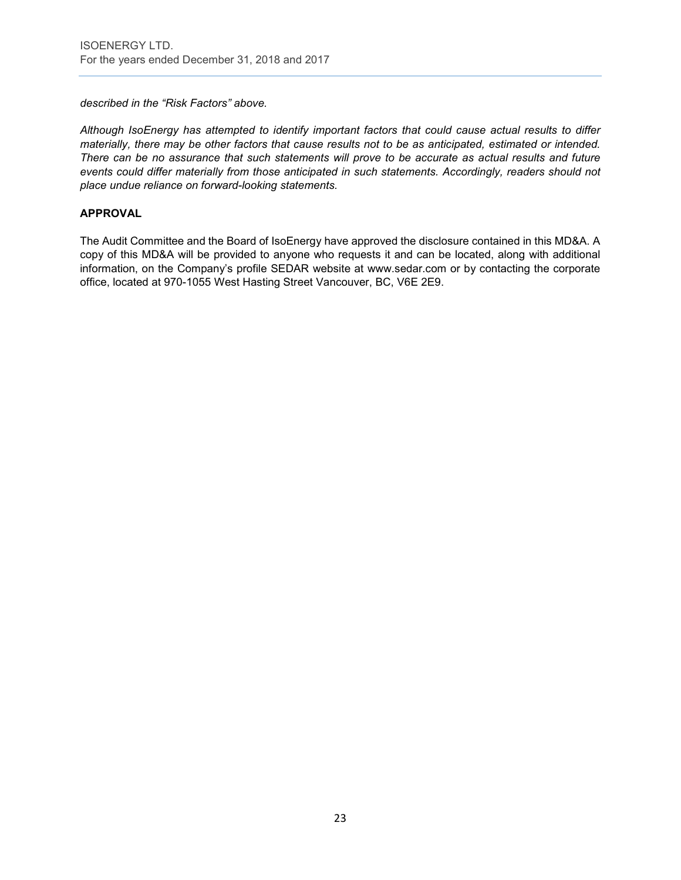*described in the "Risk Factors" above.*

*Although IsoEnergy has attempted to identify important factors that could cause actual results to differ materially, there may be other factors that cause results not to be as anticipated, estimated or intended. There can be no assurance that such statements will prove to be accurate as actual results and future events could differ materially from those anticipated in such statements. Accordingly, readers should not place undue reliance on forward-looking statements.*

## APPROVAL

The Audit Committee and the Board of IsoEnergy have approved the disclosure contained in this MD&A. A copy of this MD&A will be provided to anyone who requests it and can be located, along with additional information, on the Company's profile SEDAR website at www.sedar.com or by contacting the corporate office, located at 970-1055 West Hasting Street Vancouver, BC, V6E 2E9.